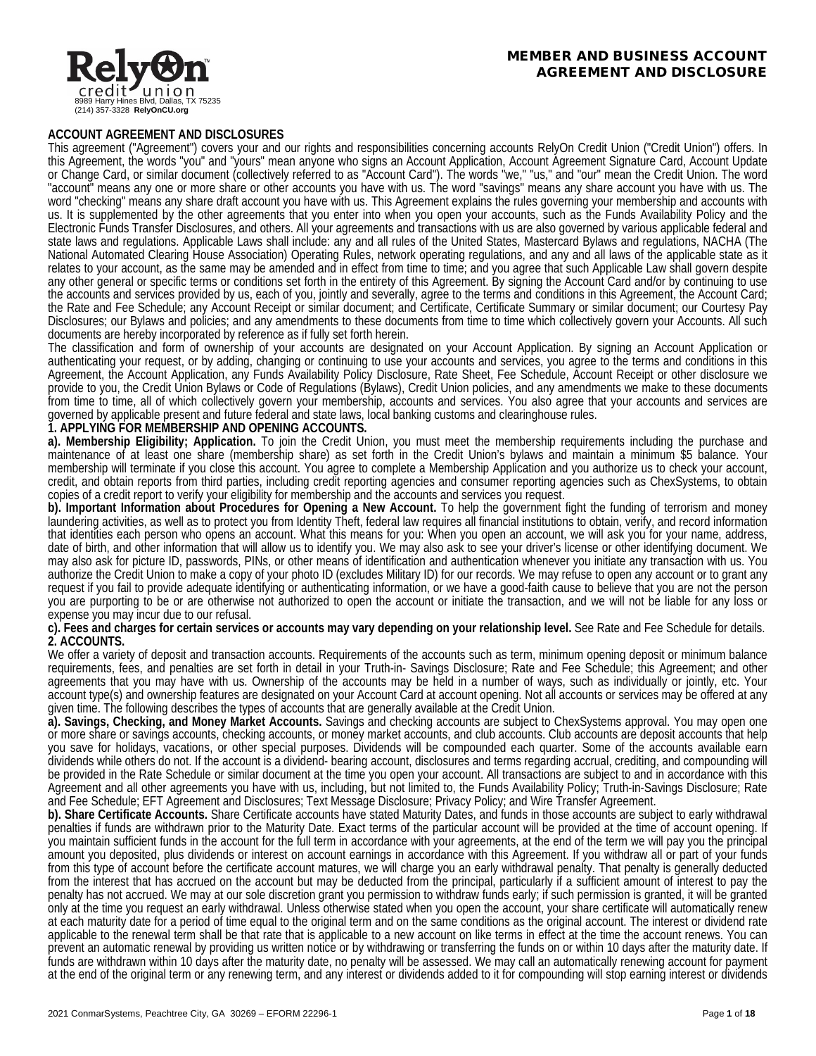RelyOn credit union
8989 Harry Hines Blvd, Dallas, TX 75235
(214) 357-3328 **RelyOnCU.org**

# MEMBER AND BUSINESS ACCOUNT AGREEMENT AND DISCLOSURE

## ACCOUNT AGREEMENT AND DISCLOSURES

This agreement ("Agreement") covers your and our rights and responsibilities concerning accounts RelyOn Credit Union ("Credit Union") offers. In this Agreement, the words "you" and "yours" mean anyone who signs an Account Application, Account Agreement Signature Card, Account Update or Change Card, or similar document (collectively referred to as "Account Card"). The words "we," "us," and "our" mean the Credit Union. The word "account" means any one or more share or other accounts you have with us. The word "savings" means any share account you have with us. The word "checking" means any share draft account you have with us. This Agreement explains the rules governing your membership and accounts with us. It is supplemented by the other agreements that you enter into when you open your accounts, such as the Funds Availability Policy and the Electronic Funds Transfer Disclosures, and others. All your agreements and transactions with us are also governed by various applicable federal and state laws and regulations. Applicable Laws shall include: any and all rules of the United States, Mastercard Bylaws and regulations, NACHA (The National Automated Clearing House Association) Operating Rules, network operating regulations, and any and all laws of the applicable state as it relates to your account, as the same may be amended and in effect from time to time; and you agree that such Applicable Law shall govern despite any other general or specific terms or conditions set forth in the entirety of this Agreement. By signing the Account Card and/or by continuing to use the accounts and services provided by us, each of you, jointly and severally, agree to the terms and conditions in this Agreement, the Account Card; the Rate and Fee Schedule; any Account Receipt or similar document; and Certificate, Certificate Summary or similar document; our Courtesy Pay Disclosures; our Bylaws and policies; and any amendments to these documents from time to time which collectively govern your Accounts. All such documents are hereby incorporated by reference as if fully set forth herein.

The classification and form of ownership of your accounts are designated on your Account Application. By signing an Account Application or authenticating your request, or by adding, changing or continuing to use your accounts and services, you agree to the terms and conditions in this Agreement, the Account Application, any Funds Availability Policy Disclosure, Rate Sheet, Fee Schedule, Account Receipt or other disclosure we provide to you, the Credit Union Bylaws or Code of Regulations (Bylaws), Credit Union policies, and any amendments we make to these documents from time to time, all of which collectively govern your membership, accounts and services. You also agree that your accounts and services are governed by applicable present and future federal and state laws, local banking customs and clearinghouse rules.

### 1. APPLYING FOR MEMBERSHIP AND OPENING ACCOUNTS.

**a). Membership Eligibility; Application.** To join the Credit Union, you must meet the membership requirements including the purchase and maintenance of at least one share (membership share) as set forth in the Credit Union's bylaws and maintain a minimum $5 balance. Your membership will terminate if you close this account. You agree to complete a Membership Application and you authorize us to check your account, credit, and obtain reports from third parties, including credit reporting agencies and consumer reporting agencies such as ChexSystems, to obtain copies of a credit report to verify your eligibility for membership and the accounts and services you request.

**b). Important Information about Procedures for Opening a New Account.** To help the government fight the funding of terrorism and money laundering activities, as well as to protect you from Identity Theft, federal law requires all financial institutions to obtain, verify, and record information that identities each person who opens an account. What this means for you: When you open an account, we will ask you for your name, address, date of birth, and other information that will allow us to identify you. We may also ask to see your driver's license or other identifying document. We may also ask for picture ID, passwords, PINs, or other means of identification and authentication whenever you initiate any transaction with us. You authorize the Credit Union to make a copy of your photo ID (excludes Military ID) for our records. We may refuse to open any account or to grant any request if you fail to provide adequate identifying or authenticating information, or we have a good-faith cause to believe that you are not the person you are purporting to be or are otherwise not authorized to open the account or initiate the transaction, and we will not be liable for any loss or expense you may incur due to our refusal.

**c). Fees and charges for certain services or accounts may vary depending on your relationship level.** See Rate and Fee Schedule for details.

### 2. ACCOUNTS.

We offer a variety of deposit and transaction accounts. Requirements of the accounts such as term, minimum opening deposit or minimum balance requirements, fees, and penalties are set forth in detail in your Truth-in- Savings Disclosure; Rate and Fee Schedule; this Agreement; and other agreements that you may have with us. Ownership of the accounts may be held in a number of ways, such as individually or jointly, etc. Your account type(s) and ownership features are designated on your Account Card at account opening. Not all accounts or services may be offered at any given time. The following describes the types of accounts that are generally available at the Credit Union.

**a). Savings, Checking, and Money Market Accounts.** Savings and checking accounts are subject to ChexSystems approval. You may open one or more share or savings accounts, checking accounts, or money market accounts, and club accounts. Club accounts are deposit accounts that help you save for holidays, vacations, or other special purposes. Dividends will be compounded each quarter. Some of the accounts available earn dividends while others do not. If the account is a dividend- bearing account, disclosures and terms regarding accrual, crediting, and compounding will be provided in the Rate Schedule or similar document at the time you open your account. All transactions are subject to and in accordance with this Agreement and all other agreements you have with us, including, but not limited to, the Funds Availability Policy; Truth-in-Savings Disclosure; Rate and Fee Schedule; EFT Agreement and Disclosures; Text Message Disclosure; Privacy Policy; and Wire Transfer Agreement.

**b). Share Certificate Accounts.** Share Certificate accounts have stated Maturity Dates, and funds in those accounts are subject to early withdrawal penalties if funds are withdrawn prior to the Maturity Date. Exact terms of the particular account will be provided at the time of account opening. If you maintain sufficient funds in the account for the full term in accordance with your agreements, at the end of the term we will pay you the principal amount you deposited, plus dividends or interest on account earnings in accordance with this Agreement. If you withdraw all or part of your funds from this type of account before the certificate account matures, we will charge you an early withdrawal penalty. That penalty is generally deducted from the interest that has accrued on the account but may be deducted from the principal, particularly if a sufficient amount of interest to pay the penalty has not accrued. We may at our sole discretion grant you permission to withdraw funds early; if such permission is granted, it will be granted only at the time you request an early withdrawal. Unless otherwise stated when you open the account, your share certificate will automatically renew at each maturity date for a period of time equal to the original term and on the same conditions as the original account. The interest or dividend rate applicable to the renewal term shall be that rate that is applicable to a new account on like terms in effect at the time the account renews. You can prevent an automatic renewal by providing us written notice or by withdrawing or transferring the funds on or within 10 days after the maturity date. If funds are withdrawn within 10 days after the maturity date, no penalty will be assessed. We may call an automatically renewing account for payment at the end of the original term or any renewing term, and any interest or dividends added to it for compounding will stop earning interest or dividends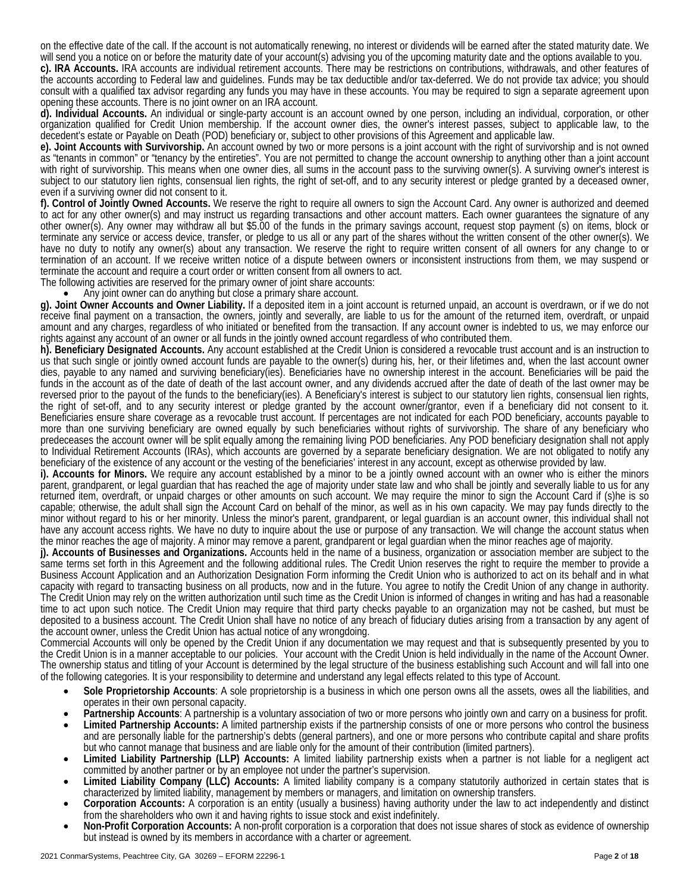on the effective date of the call. If the account is not automatically renewing, no interest or dividends will be earned after the stated maturity date. We will send you a notice on or before the maturity date of your account(s) advising you of the upcoming maturity date and the options available to you.

**c). IRA Accounts.** IRA accounts are individual retirement accounts. There may be restrictions on contributions, withdrawals, and other features of the accounts according to Federal law and guidelines. Funds may be tax deductible and/or tax-deferred. We do not provide tax advice; you should consult with a qualified tax advisor regarding any funds you may have in these accounts. You may be required to sign a separate agreement upon opening these accounts. There is no joint owner on an IRA account.

**d). Individual Accounts.** An individual or single-party account is an account owned by one person, including an individual, corporation, or other organization qualified for Credit Union membership. If the account owner dies, the owner's interest passes, subject to applicable law, to the decedent's estate or Payable on Death (POD) beneficiary or, subject to other provisions of this Agreement and applicable law.

**e). Joint Accounts with Survivorship.** An account owned by two or more persons is a joint account with the right of survivorship and is not owned as "tenants in common" or "tenancy by the entireties". You are not permitted to change the account ownership to anything other than a joint account with right of survivorship. This means when one owner dies, all sums in the account pass to the surviving owner(s). A surviving owner's interest is subject to our statutory lien rights, consensual lien rights, the right of set-off, and to any security interest or pledge granted by a deceased owner, even if a surviving owner did not consent to it.

**f). Control of Jointly Owned Accounts.** We reserve the right to require all owners to sign the Account Card. Any owner is authorized and deemed to act for any other owner(s) and may instruct us regarding transactions and other account matters. Each owner guarantees the signature of any other owner(s). Any owner may withdraw all but $5.00 of the funds in the primary savings account, request stop payment (s) on items, block or terminate any service or access device, transfer, or pledge to us all or any part of the shares without the written consent of the other owner(s). We have no duty to notify any owner(s) about any transaction. We reserve the right to require written consent of all owners for any change to or termination of an account. If we receive written notice of a dispute between owners or inconsistent instructions from them, we may suspend or terminate the account and require a court order or written consent from all owners to act.

The following activities are reserved for the primary owner of joint share accounts:

- Any joint owner can do anything but close a primary share account.

**g). Joint Owner Accounts and Owner Liability.** If a deposited item in a joint account is returned unpaid, an account is overdrawn, or if we do not receive final payment on a transaction, the owners, jointly and severally, are liable to us for the amount of the returned item, overdraft, or unpaid amount and any charges, regardless of who initiated or benefited from the transaction. If any account owner is indebted to us, we may enforce our rights against any account of an owner or all funds in the jointly owned account regardless of who contributed them.

**h). Beneficiary Designated Accounts.** Any account established at the Credit Union is considered a revocable trust account and is an instruction to us that such single or jointly owned account funds are payable to the owner(s) during his, her, or their lifetimes and, when the last account owner dies, payable to any named and surviving beneficiary(ies). Beneficiaries have no ownership interest in the account. Beneficiaries will be paid the funds in the account as of the date of death of the last account owner, and any dividends accrued after the date of death of the last owner may be reversed prior to the payout of the funds to the beneficiary(ies). A Beneficiary's interest is subject to our statutory lien rights, consensual lien rights, the right of set-off, and to any security interest or pledge granted by the account owner/grantor, even if a beneficiary did not consent to it. Beneficiaries ensure share coverage as a revocable trust account. If percentages are not indicated for each POD beneficiary, accounts payable to more than one surviving beneficiary are owned equally by such beneficiaries without rights of survivorship. The share of any beneficiary who predeceases the account owner will be split equally among the remaining living POD beneficiaries. Any POD beneficiary designation shall not apply to Individual Retirement Accounts (IRAs), which accounts are governed by a separate beneficiary designation. We are not obligated to notify any beneficiary of the existence of any account or the vesting of the beneficiaries' interest in any account, except as otherwise provided by law.

**i). Accounts for Minors.** We require any account established by a minor to be a jointly owned account with an owner who is either the minors parent, grandparent, or legal guardian that has reached the age of majority under state law and who shall be jointly and severally liable to us for any returned item, overdraft, or unpaid charges or other amounts on such account. We may require the minor to sign the Account Card if (s)he is so capable; otherwise, the adult shall sign the Account Card on behalf of the minor, as well as in his own capacity. We may pay funds directly to the minor without regard to his or her minority. Unless the minor's parent, grandparent, or legal guardian is an account owner, this individual shall not have any account access rights. We have no duty to inquire about the use or purpose of any transaction. We will change the account status when the minor reaches the age of majority. A minor may remove a parent, grandparent or legal guardian when the minor reaches age of majority.

**j). Accounts of Businesses and Organizations.** Accounts held in the name of a business, organization or association member are subject to the same terms set forth in this Agreement and the following additional rules. The Credit Union reserves the right to require the member to provide a Business Account Application and an Authorization Designation Form informing the Credit Union who is authorized to act on its behalf and in what capacity with regard to transacting business on all products, now and in the future. You agree to notify the Credit Union of any change in authority. The Credit Union may rely on the written authorization until such time as the Credit Union is informed of changes in writing and has had a reasonable time to act upon such notice. The Credit Union may require that third party checks payable to an organization may not be cashed, but must be deposited to a business account. The Credit Union shall have no notice of any breach of fiduciary duties arising from a transaction by any agent of the account owner, unless the Credit Union has actual notice of any wrongdoing.

Commercial Accounts will only be opened by the Credit Union if any documentation we may request and that is subsequently presented by you to the Credit Union is in a manner acceptable to our policies. Your account with the Credit Union is held individually in the name of the Account Owner. The ownership status and titling of your Account is determined by the legal structure of the business establishing such Account and will fall into one of the following categories. It is your responsibility to determine and understand any legal effects related to this type of Account.

- **Sole Proprietorship Accounts**: A sole proprietorship is a business in which one person owns all the assets, owes all the liabilities, and operates in their own personal capacity.
- **Partnership Accounts**: A partnership is a voluntary association of two or more persons who jointly own and carry on a business for profit.
- **Limited Partnership Accounts:** A limited partnership exists if the partnership consists of one or more persons who control the business and are personally liable for the partnership's debts (general partners), and one or more persons who contribute capital and share profits but who cannot manage that business and are liable only for the amount of their contribution (limited partners).
- **Limited Liability Partnership (LLP) Accounts:** A limited liability partnership exists when a partner is not liable for a negligent act committed by another partner or by an employee not under the partner's supervision.
- **Limited Liability Company (LLC) Accounts:** A limited liability company is a company statutorily authorized in certain states that is characterized by limited liability, management by members or managers, and limitation on ownership transfers.
- **Corporation Accounts:** A corporation is an entity (usually a business) having authority under the law to act independently and distinct from the shareholders who own it and having rights to issue stock and exist indefinitely.
- **Non-Profit Corporation Accounts:** A non-profit corporation is a corporation that does not issue shares of stock as evidence of ownership but instead is owned by its members in accordance with a charter or agreement.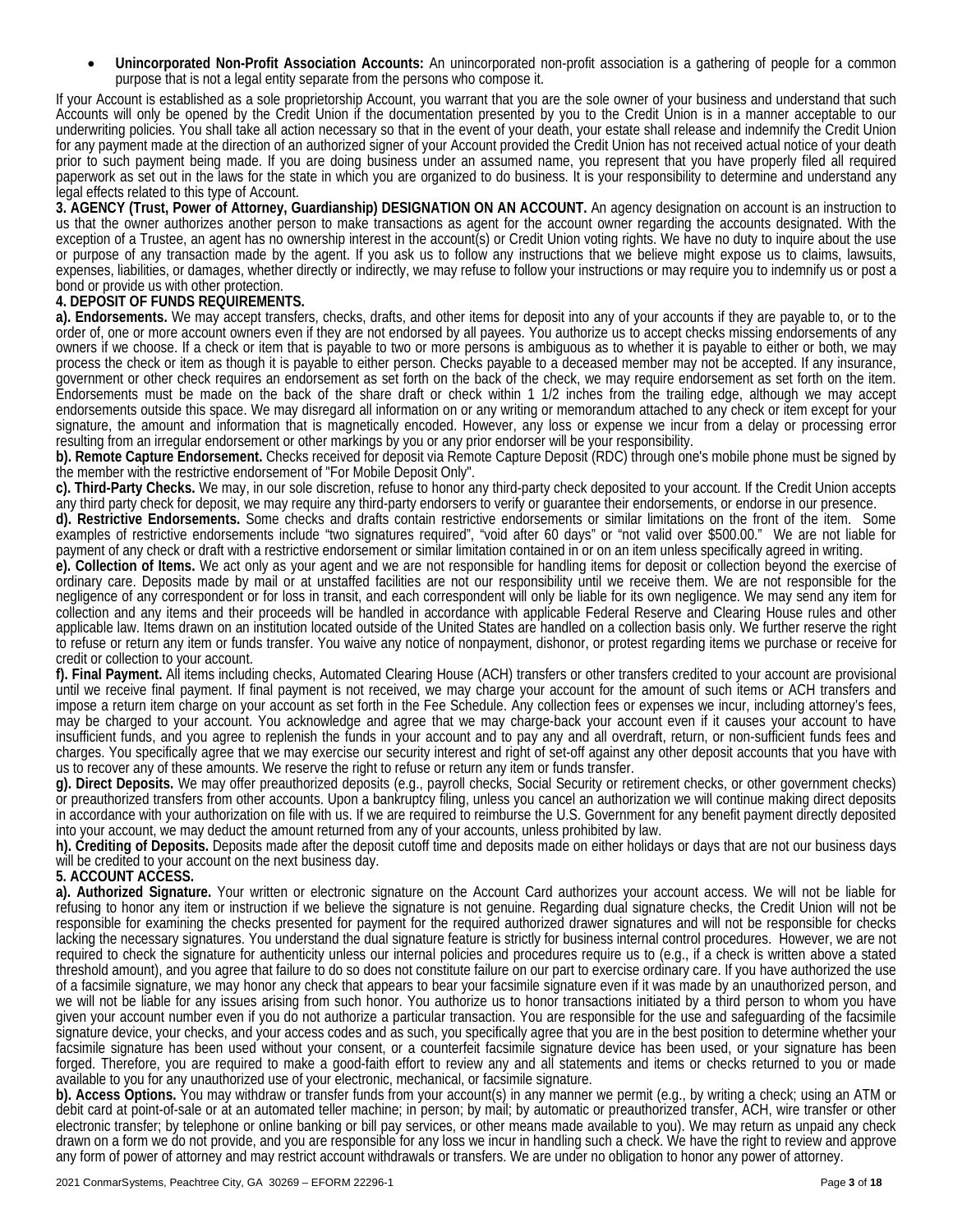- **Unincorporated Non-Profit Association Accounts:** An unincorporated non-profit association is a gathering of people for a common purpose that is not a legal entity separate from the persons who compose it.

If your Account is established as a sole proprietorship Account, you warrant that you are the sole owner of your business and understand that such Accounts will only be opened by the Credit Union if the documentation presented by you to the Credit Union is in a manner acceptable to our underwriting policies. You shall take all action necessary so that in the event of your death, your estate shall release and indemnify the Credit Union for any payment made at the direction of an authorized signer of your Account provided the Credit Union has not received actual notice of your death prior to such payment being made. If you are doing business under an assumed name, you represent that you have properly filed all required paperwork as set out in the laws for the state in which you are organized to do business. It is your responsibility to determine and understand any legal effects related to this type of Account.

**3. AGENCY (Trust, Power of Attorney, Guardianship) DESIGNATION ON AN ACCOUNT.** An agency designation on account is an instruction to us that the owner authorizes another person to make transactions as agent for the account owner regarding the accounts designated. With the exception of a Trustee, an agent has no ownership interest in the account(s) or Credit Union voting rights. We have no duty to inquire about the use or purpose of any transaction made by the agent. If you ask us to follow any instructions that we believe might expose us to claims, lawsuits, expenses, liabilities, or damages, whether directly or indirectly, we may refuse to follow your instructions or may require you to indemnify us or post a bond or provide us with other protection.

**4. DEPOSIT OF FUNDS REQUIREMENTS.**

**a). Endorsements.** We may accept transfers, checks, drafts, and other items for deposit into any of your accounts if they are payable to, or to the order of, one or more account owners even if they are not endorsed by all payees. You authorize us to accept checks missing endorsements of any owners if we choose. If a check or item that is payable to two or more persons is ambiguous as to whether it is payable to either or both, we may process the check or item as though it is payable to either person. Checks payable to a deceased member may not be accepted. If any insurance, government or other check requires an endorsement as set forth on the back of the check, we may require endorsement as set forth on the item. Endorsements must be made on the back of the share draft or check within 1 1/2 inches from the trailing edge, although we may accept endorsements outside this space. We may disregard all information on or any writing or memorandum attached to any check or item except for your signature, the amount and information that is magnetically encoded. However, any loss or expense we incur from a delay or processing error resulting from an irregular endorsement or other markings by you or any prior endorser will be your responsibility.

**b). Remote Capture Endorsement.** Checks received for deposit via Remote Capture Deposit (RDC) through one's mobile phone must be signed by the member with the restrictive endorsement of "For Mobile Deposit Only".

**c). Third-Party Checks.** We may, in our sole discretion, refuse to honor any third-party check deposited to your account. If the Credit Union accepts any third party check for deposit, we may require any third-party endorsers to verify or guarantee their endorsements, or endorse in our presence.

**d). Restrictive Endorsements.** Some checks and drafts contain restrictive endorsements or similar limitations on the front of the item. Some examples of restrictive endorsements include "two signatures required", "void after 60 days" or "not valid over $500.00." We are not liable for payment of any check or draft with a restrictive endorsement or similar limitation contained in or on an item unless specifically agreed in writing.

**e). Collection of Items.** We act only as your agent and we are not responsible for handling items for deposit or collection beyond the exercise of ordinary care. Deposits made by mail or at unstaffed facilities are not our responsibility until we receive them. We are not responsible for the negligence of any correspondent or for loss in transit, and each correspondent will only be liable for its own negligence. We may send any item for collection and any items and their proceeds will be handled in accordance with applicable Federal Reserve and Clearing House rules and other applicable law. Items drawn on an institution located outside of the United States are handled on a collection basis only. We further reserve the right to refuse or return any item or funds transfer. You waive any notice of nonpayment, dishonor, or protest regarding items we purchase or receive for credit or collection to your account.

**f). Final Payment.** All items including checks, Automated Clearing House (ACH) transfers or other transfers credited to your account are provisional until we receive final payment. If final payment is not received, we may charge your account for the amount of such items or ACH transfers and impose a return item charge on your account as set forth in the Fee Schedule. Any collection fees or expenses we incur, including attorney's fees, may be charged to your account. You acknowledge and agree that we may charge-back your account even if it causes your account to have insufficient funds, and you agree to replenish the funds in your account and to pay any and all overdraft, return, or non-sufficient funds fees and charges. You specifically agree that we may exercise our security interest and right of set-off against any other deposit accounts that you have with us to recover any of these amounts. We reserve the right to refuse or return any item or funds transfer.

**g). Direct Deposits.** We may offer preauthorized deposits (e.g., payroll checks, Social Security or retirement checks, or other government checks) or preauthorized transfers from other accounts. Upon a bankruptcy filing, unless you cancel an authorization we will continue making direct deposits in accordance with your authorization on file with us. If we are required to reimburse the U.S. Government for any benefit payment directly deposited into your account, we may deduct the amount returned from any of your accounts, unless prohibited by law.

**h). Crediting of Deposits.** Deposits made after the deposit cutoff time and deposits made on either holidays or days that are not our business days will be credited to your account on the next business day.

**5. ACCOUNT ACCESS.**

**a). Authorized Signature.** Your written or electronic signature on the Account Card authorizes your account access. We will not be liable for refusing to honor any item or instruction if we believe the signature is not genuine. Regarding dual signature checks, the Credit Union will not be responsible for examining the checks presented for payment for the required authorized drawer signatures and will not be responsible for checks lacking the necessary signatures. You understand the dual signature feature is strictly for business internal control procedures. However, we are not required to check the signature for authenticity unless our internal policies and procedures require us to (e.g., if a check is written above a stated threshold amount), and you agree that failure to do so does not constitute failure on our part to exercise ordinary care. If you have authorized the use of a facsimile signature, we may honor any check that appears to bear your facsimile signature even if it was made by an unauthorized person, and we will not be liable for any issues arising from such honor. You authorize us to honor transactions initiated by a third person to whom you have given your account number even if you do not authorize a particular transaction. You are responsible for the use and safeguarding of the facsimile signature device, your checks, and your access codes and as such, you specifically agree that you are in the best position to determine whether your facsimile signature has been used without your consent, or a counterfeit facsimile signature device has been used, or your signature has been forged. Therefore, you are required to make a good-faith effort to review any and all statements and items or checks returned to you or made available to you for any unauthorized use of your electronic, mechanical, or facsimile signature.

**b). Access Options.** You may withdraw or transfer funds from your account(s) in any manner we permit (e.g., by writing a check; using an ATM or debit card at point-of-sale or at an automated teller machine; in person; by mail; by automatic or preauthorized transfer, ACH, wire transfer or other electronic transfer; by telephone or online banking or bill pay services, or other means made available to you). We may return as unpaid any check drawn on a form we do not provide, and you are responsible for any loss we incur in handling such a check. We have the right to review and approve any form of power of attorney and may restrict account withdrawals or transfers. We are under no obligation to honor any power of attorney.

2021 ConmarSystems, Peachtree City, GA 30269 – EFORM 22296-1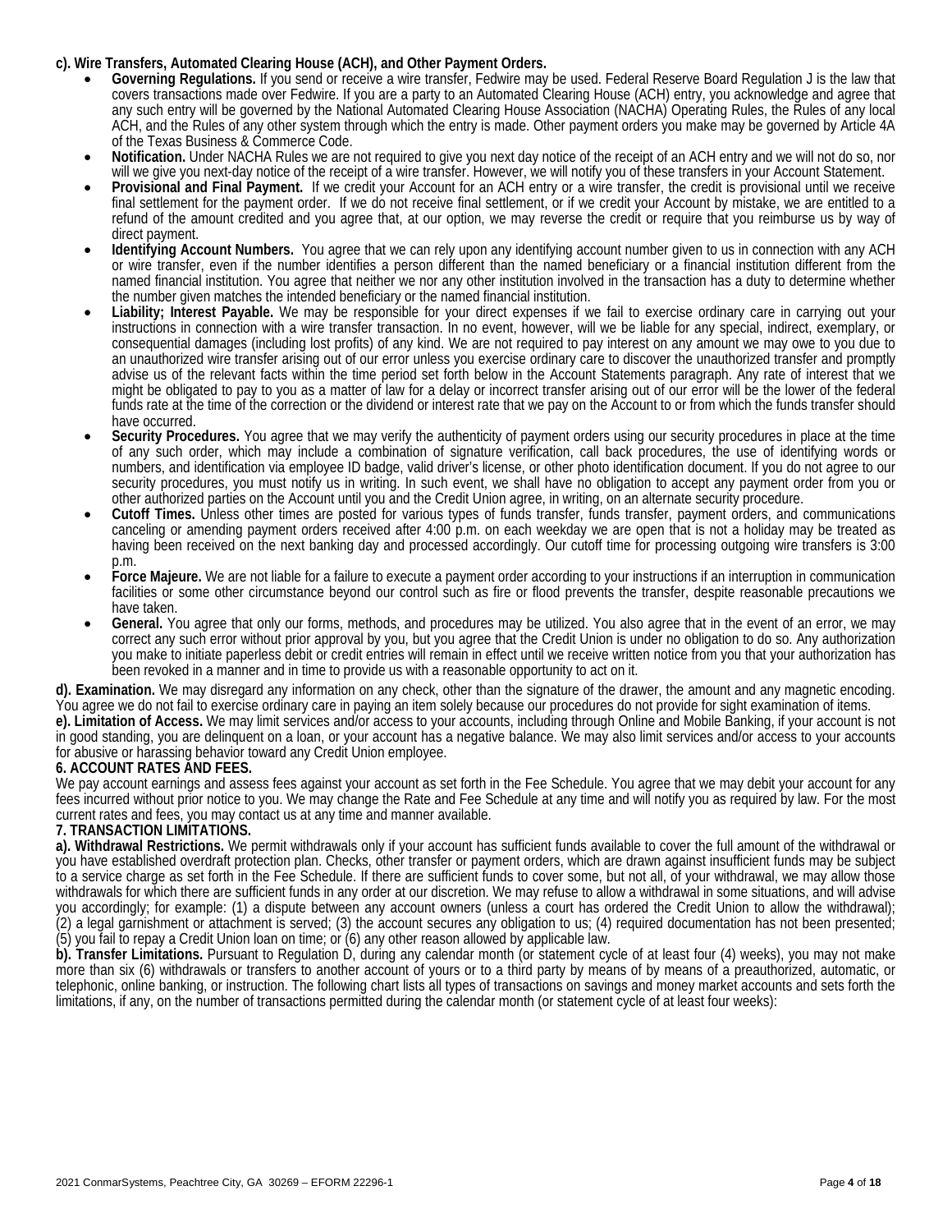**c). Wire Transfers, Automated Clearing House (ACH), and Other Payment Orders.**

- **Governing Regulations.** If you send or receive a wire transfer, Fedwire may be used. Federal Reserve Board Regulation J is the law that covers transactions made over Fedwire. If you are a party to an Automated Clearing House (ACH) entry, you acknowledge and agree that any such entry will be governed by the National Automated Clearing House Association (NACHA) Operating Rules, the Rules of any local ACH, and the Rules of any other system through which the entry is made. Other payment orders you make may be governed by Article 4A of the Texas Business & Commerce Code.
- **Notification.** Under NACHA Rules we are not required to give you next day notice of the receipt of an ACH entry and we will not do so, nor will we give you next-day notice of the receipt of a wire transfer. However, we will notify you of these transfers in your Account Statement.
- **Provisional and Final Payment.** If we credit your Account for an ACH entry or a wire transfer, the credit is provisional until we receive final settlement for the payment order. If we do not receive final settlement, or if we credit your Account by mistake, we are entitled to a refund of the amount credited and you agree that, at our option, we may reverse the credit or require that you reimburse us by way of direct payment.
- **Identifying Account Numbers.** You agree that we can rely upon any identifying account number given to us in connection with any ACH or wire transfer, even if the number identifies a person different than the named beneficiary or a financial institution different from the named financial institution. You agree that neither we nor any other institution involved in the transaction has a duty to determine whether the number given matches the intended beneficiary or the named financial institution.
- **Liability; Interest Payable.** We may be responsible for your direct expenses if we fail to exercise ordinary care in carrying out your instructions in connection with a wire transfer transaction. In no event, however, will we be liable for any special, indirect, exemplary, or consequential damages (including lost profits) of any kind. We are not required to pay interest on any amount we may owe to you due to an unauthorized wire transfer arising out of our error unless you exercise ordinary care to discover the unauthorized transfer and promptly advise us of the relevant facts within the time period set forth below in the Account Statements paragraph. Any rate of interest that we might be obligated to pay to you as a matter of law for a delay or incorrect transfer arising out of our error will be the lower of the federal funds rate at the time of the correction or the dividend or interest rate that we pay on the Account to or from which the funds transfer should have occurred.
- **Security Procedures.** You agree that we may verify the authenticity of payment orders using our security procedures in place at the time of any such order, which may include a combination of signature verification, call back procedures, the use of identifying words or numbers, and identification via employee ID badge, valid driver's license, or other photo identification document. If you do not agree to our security procedures, you must notify us in writing. In such event, we shall have no obligation to accept any payment order from you or other authorized parties on the Account until you and the Credit Union agree, in writing, on an alternate security procedure.
- **Cutoff Times.** Unless other times are posted for various types of funds transfer, funds transfer, payment orders, and communications canceling or amending payment orders received after 4:00 p.m. on each weekday we are open that is not a holiday may be treated as having been received on the next banking day and processed accordingly. Our cutoff time for processing outgoing wire transfers is 3:00 p.m.
- **Force Majeure.** We are not liable for a failure to execute a payment order according to your instructions if an interruption in communication facilities or some other circumstance beyond our control such as fire or flood prevents the transfer, despite reasonable precautions we have taken.
- **General.** You agree that only our forms, methods, and procedures may be utilized. You also agree that in the event of an error, we may correct any such error without prior approval by you, but you agree that the Credit Union is under no obligation to do so. Any authorization you make to initiate paperless debit or credit entries will remain in effect until we receive written notice from you that your authorization has been revoked in a manner and in time to provide us with a reasonable opportunity to act on it.

**d). Examination.** We may disregard any information on any check, other than the signature of the drawer, the amount and any magnetic encoding. You agree we do not fail to exercise ordinary care in paying an item solely because our procedures do not provide for sight examination of items.

**e). Limitation of Access.** We may limit services and/or access to your accounts, including through Online and Mobile Banking, if your account is not in good standing, you are delinquent on a loan, or your account has a negative balance. We may also limit services and/or access to your accounts for abusive or harassing behavior toward any Credit Union employee.

## 6. ACCOUNT RATES AND FEES.

We pay account earnings and assess fees against your account as set forth in the Fee Schedule. You agree that we may debit your account for any fees incurred without prior notice to you. We may change the Rate and Fee Schedule at any time and will notify you as required by law. For the most current rates and fees, you may contact us at any time and manner available.

## 7. TRANSACTION LIMITATIONS.

**a). Withdrawal Restrictions.** We permit withdrawals only if your account has sufficient funds available to cover the full amount of the withdrawal or you have established overdraft protection plan. Checks, other transfer or payment orders, which are drawn against insufficient funds may be subject to a service charge as set forth in the Fee Schedule. If there are sufficient funds to cover some, but not all, of your withdrawal, we may allow those withdrawals for which there are sufficient funds in any order at our discretion. We may refuse to allow a withdrawal in some situations, and will advise you accordingly; for example: (1) a dispute between any account owners (unless a court has ordered the Credit Union to allow the withdrawal); (2) a legal garnishment or attachment is served; (3) the account secures any obligation to us; (4) required documentation has not been presented; (5) you fail to repay a Credit Union loan on time; or (6) any other reason allowed by applicable law.

**b). Transfer Limitations.** Pursuant to Regulation D, during any calendar month (or statement cycle of at least four (4) weeks), you may not make more than six (6) withdrawals or transfers to another account of yours or to a third party by means of by means of a preauthorized, automatic, or telephonic, online banking, or instruction. The following chart lists all types of transactions on savings and money market accounts and sets forth the limitations, if any, on the number of transactions permitted during the calendar month (or statement cycle of at least four weeks):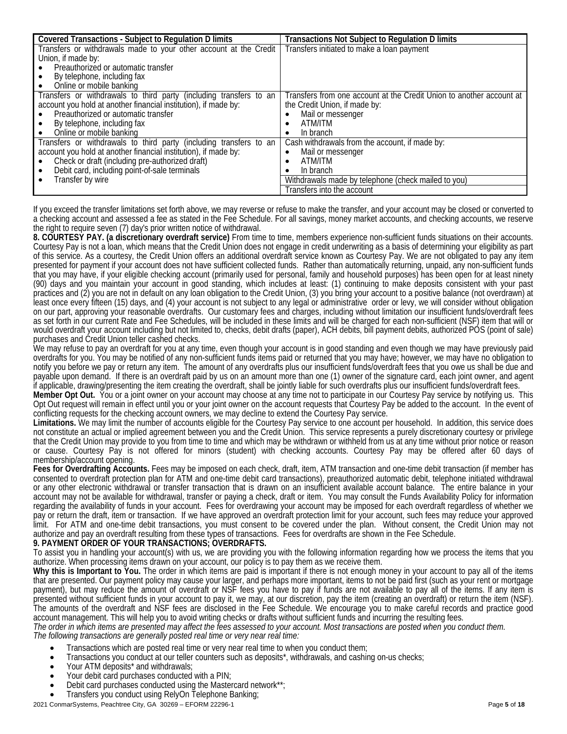| Covered Transactions - Subject to Regulation D limits | Transactions Not Subject to Regulation D limits |
|---|---|
| Transfers or withdrawals made to your other account at the Credit Union, if made by:<br>• Preauthorized or automatic transfer<br>• By telephone, including fax<br>• Online or mobile banking | Transfers initiated to make a loan payment |
| Transfers or withdrawals to third party (including transfers to an account you hold at another financial institution), if made by:<br>• Preauthorized or automatic transfer<br>• By telephone, including fax<br>• Online or mobile banking | Transfers from one account at the Credit Union to another account at the Credit Union, if made by:<br>• Mail or messenger<br>• ATM/ITM<br>• In branch |
| Transfers or withdrawals to third party (including transfers to an account you hold at another financial institution), if made by:<br>• Check or draft (including pre-authorized draft)<br>• Debit card, including point-of-sale terminals<br>• Transfer by wire | Cash withdrawals from the account, if made by:<br>• Mail or messenger<br>• ATM/ITM<br>• In branch |
| | Withdrawals made by telephone (check mailed to you) |
| | Transfers into the account |

If you exceed the transfer limitations set forth above, we may reverse or refuse to make the transfer, and your account may be closed or converted to a checking account and assessed a fee as stated in the Fee Schedule. For all savings, money market accounts, and checking accounts, we reserve the right to require seven (7) day's prior written notice of withdrawal.

**8. COURTESY PAY. (a discretionary overdraft service)** From time to time, members experience non-sufficient funds situations on their accounts. Courtesy Pay is not a loan, which means that the Credit Union does not engage in credit underwriting as a basis of determining your eligibility as part of this service. As a courtesy, the Credit Union offers an additional overdraft service known as Courtesy Pay. We are not obligated to pay any item presented for payment if your account does not have sufficient collected funds. Rather than automatically returning, unpaid, any non-sufficient funds that you may have, if your eligible checking account (primarily used for personal, family and household purposes) has been open for at least ninety (90) days and you maintain your account in good standing, which includes at least: (1) continuing to make deposits consistent with your past practices and (2) you are not in default on any loan obligation to the Credit Union, (3) you bring your account to a positive balance (not overdrawn) at least once every fifteen (15) days, and (4) your account is not subject to any legal or administrative order or levy, we will consider without obligation on our part, approving your reasonable overdrafts. Our customary fees and charges, including without limitation our insufficient funds/overdraft fees as set forth in our current Rate and Fee Schedules, will be included in these limits and will be charged for each non-sufficient (NSF) item that will or would overdraft your account including but not limited to, checks, debit drafts (paper), ACH debits, bill payment debits, authorized POS (point of sale) purchases and Credit Union teller cashed checks.

We may refuse to pay an overdraft for you at any time, even though your account is in good standing and even though we may have previously paid overdrafts for you. You may be notified of any non-sufficient funds items paid or returned that you may have; however, we may have no obligation to notify you before we pay or return any item. The amount of any overdrafts plus our insufficient funds/overdraft fees that you owe us shall be due and payable upon demand. If there is an overdraft paid by us on an amount more than one (1) owner of the signature card, each joint owner, and agent if applicable, drawing/presenting the item creating the overdraft, shall be jointly liable for such overdrafts plus our insufficient funds/overdraft fees.

**Member Opt Out.** You or a joint owner on your account may choose at any time not to participate in our Courtesy Pay service by notifying us. This Opt Out request will remain in effect until you or your joint owner on the account requests that Courtesy Pay be added to the account. In the event of conflicting requests for the checking account owners, we may decline to extend the Courtesy Pay service.

**Limitations.** We may limit the number of accounts eligible for the Courtesy Pay service to one account per household. In addition, this service does not constitute an actual or implied agreement between you and the Credit Union. This service represents a purely discretionary courtesy or privilege that the Credit Union may provide to you from time to time and which may be withdrawn or withheld from us at any time without prior notice or reason or cause. Courtesy Pay is not offered for minors (student) with checking accounts. Courtesy Pay may be offered after 60 days of membership/account opening.

**Fees for Overdrafting Accounts.** Fees may be imposed on each check, draft, item, ATM transaction and one-time debit transaction (if member has consented to overdraft protection plan for ATM and one-time debit card transactions), preauthorized automatic debit, telephone initiated withdrawal or any other electronic withdrawal or transfer transaction that is drawn on an insufficient available account balance. The entire balance in your account may not be available for withdrawal, transfer or paying a check, draft or item. You may consult the Funds Availability Policy for information regarding the availability of funds in your account. Fees for overdrawing your account may be imposed for each overdraft regardless of whether we pay or return the draft, item or transaction. If we have approved an overdraft protection limit for your account, such fees may reduce your approved limit. For ATM and one-time debit transactions, you must consent to be covered under the plan. Without consent, the Credit Union may not authorize and pay an overdraft resulting from these types of transactions. Fees for overdrafts are shown in the Fee Schedule.

**9. PAYMENT ORDER OF YOUR TRANSACTIONS; OVERDRAFTS.**

To assist you in handling your account(s) with us, we are providing you with the following information regarding how we process the items that you authorize. When processing items drawn on your account, our policy is to pay them as we receive them.

**Why this is Important to You.** The order in which items are paid is important if there is not enough money in your account to pay all of the items that are presented. Our payment policy may cause your larger, and perhaps more important, items to not be paid first (such as your rent or mortgage payment), but may reduce the amount of overdraft or NSF fees you have to pay if funds are not available to pay all of the items. If any item is presented without sufficient funds in your account to pay it, we may, at our discretion, pay the item (creating an overdraft) or return the item (NSF). The amounts of the overdraft and NSF fees are disclosed in the Fee Schedule. We encourage you to make careful records and practice good account management. This will help you to avoid writing checks or drafts without sufficient funds and incurring the resulting fees.

*The order in which items are presented may affect the fees assessed to your account. Most transactions are posted when you conduct them. The following transactions are generally posted real time or very near real time:*

- Transactions which are posted real time or very near real time to when you conduct them;
- Transactions you conduct at our teller counters such as deposits*, withdrawals, and cashing on-us checks;
- Your ATM deposits* and withdrawals;
- Your debit card purchases conducted with a PIN;
- Debit card purchases conducted using the Mastercard network**;
- Transfers you conduct using RelyOn Telephone Banking;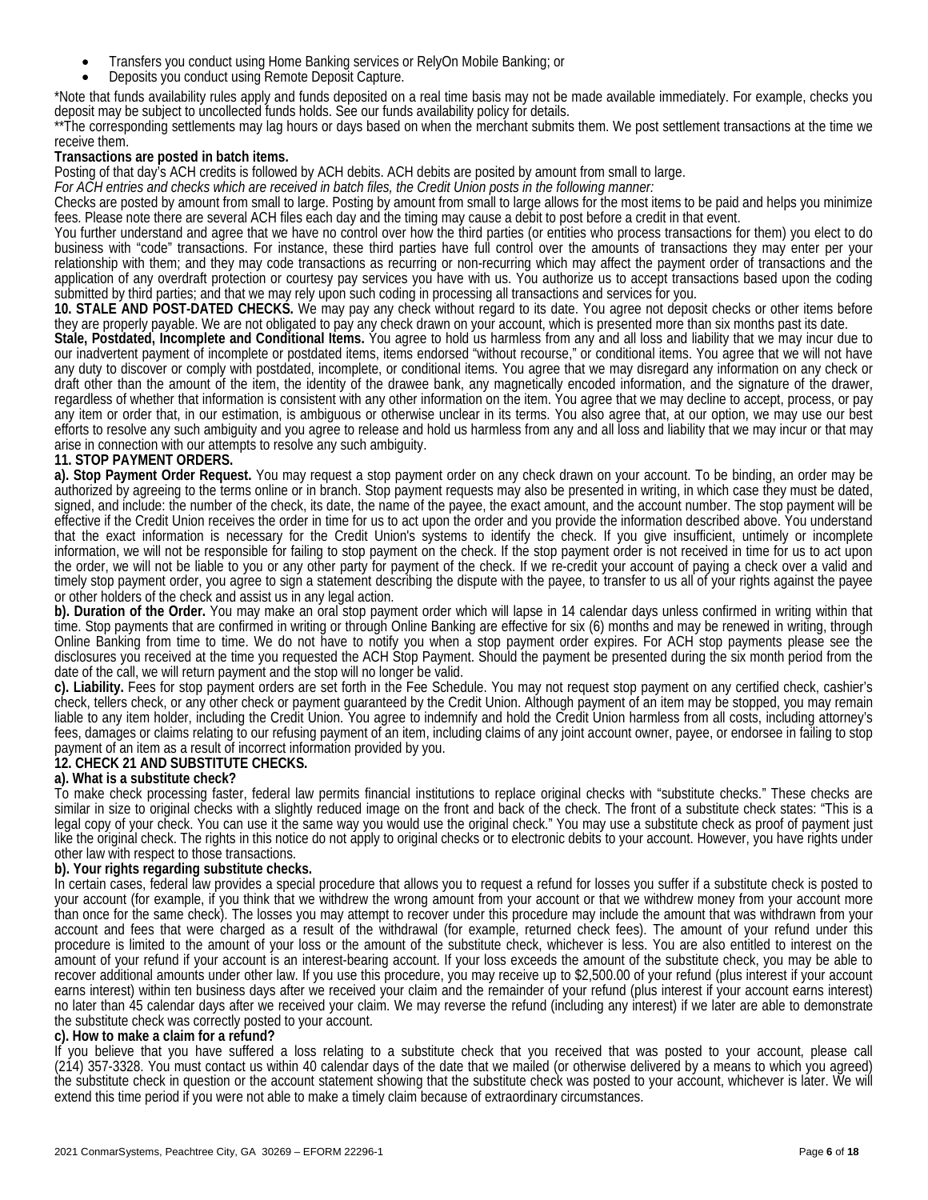- Transfers you conduct using Home Banking services or RelyOn Mobile Banking; or
- Deposits you conduct using Remote Deposit Capture.

*Note that funds availability rules apply and funds deposited on a real time basis may not be made available immediately. For example, checks you deposit may be subject to uncollected funds holds. See our funds availability policy for details.

**The corresponding settlements may lag hours or days based on when the merchant submits them. We post settlement transactions at the time we receive them.

**Transactions are posted in batch items.**

Posting of that day's ACH credits is followed by ACH debits. ACH debits are posited by amount from small to large.

*For ACH entries and checks which are received in batch files, the Credit Union posts in the following manner:*

Checks are posted by amount from small to large. Posting by amount from small to large allows for the most items to be paid and helps you minimize fees. Please note there are several ACH files each day and the timing may cause a debit to post before a credit in that event.

You further understand and agree that we have no control over how the third parties (or entities who process transactions for them) you elect to do business with "code" transactions. For instance, these third parties have full control over the amounts of transactions they may enter per your relationship with them; and they may code transactions as recurring or non-recurring which may affect the payment order of transactions and the application of any overdraft protection or courtesy pay services you have with us. You authorize us to accept transactions based upon the coding submitted by third parties; and that we may rely upon such coding in processing all transactions and services for you.

**10. STALE AND POST-DATED CHECKS.** We may pay any check without regard to its date. You agree not deposit checks or other items before they are properly payable. We are not obligated to pay any check drawn on your account, which is presented more than six months past its date.

**Stale, Postdated, Incomplete and Conditional Items.** You agree to hold us harmless from any and all loss and liability that we may incur due to our inadvertent payment of incomplete or postdated items, items endorsed "without recourse," or conditional items. You agree that we will not have any duty to discover or comply with postdated, incomplete, or conditional items. You agree that we may disregard any information on any check or draft other than the amount of the item, the identity of the drawee bank, any magnetically encoded information, and the signature of the drawer, regardless of whether that information is consistent with any other information on the item. You agree that we may decline to accept, process, or pay any item or order that, in our estimation, is ambiguous or otherwise unclear in its terms. You also agree that, at our option, we may use our best efforts to resolve any such ambiguity and you agree to release and hold us harmless from any and all loss and liability that we may incur or that may arise in connection with our attempts to resolve any such ambiguity.

**11. STOP PAYMENT ORDERS.**

**a). Stop Payment Order Request.** You may request a stop payment order on any check drawn on your account. To be binding, an order may be authorized by agreeing to the terms online or in branch. Stop payment requests may also be presented in writing, in which case they must be dated, signed, and include: the number of the check, its date, the name of the payee, the exact amount, and the account number. The stop payment will be effective if the Credit Union receives the order in time for us to act upon the order and you provide the information described above. You understand that the exact information is necessary for the Credit Union's systems to identify the check. If you give insufficient, untimely or incomplete information, we will not be responsible for failing to stop payment on the check. If the stop payment order is not received in time for us to act upon the order, we will not be liable to you or any other party for payment of the check. If we re-credit your account of paying a check over a valid and timely stop payment order, you agree to sign a statement describing the dispute with the payee, to transfer to us all of your rights against the payee or other holders of the check and assist us in any legal action.

**b). Duration of the Order.** You may make an oral stop payment order which will lapse in 14 calendar days unless confirmed in writing within that time. Stop payments that are confirmed in writing or through Online Banking are effective for six (6) months and may be renewed in writing, through Online Banking from time to time. We do not have to notify you when a stop payment order expires. For ACH stop payments please see the disclosures you received at the time you requested the ACH Stop Payment. Should the payment be presented during the six month period from the date of the call, we will return payment and the stop will no longer be valid.

**c). Liability.** Fees for stop payment orders are set forth in the Fee Schedule. You may not request stop payment on any certified check, cashier's check, tellers check, or any other check or payment guaranteed by the Credit Union. Although payment of an item may be stopped, you may remain liable to any item holder, including the Credit Union. You agree to indemnify and hold the Credit Union harmless from all costs, including attorney's fees, damages or claims relating to our refusing payment of an item, including claims of any joint account owner, payee, or endorsee in failing to stop payment of an item as a result of incorrect information provided by you.

**12. CHECK 21 AND SUBSTITUTE CHECKS.**

**a). What is a substitute check?**

To make check processing faster, federal law permits financial institutions to replace original checks with "substitute checks." These checks are similar in size to original checks with a slightly reduced image on the front and back of the check. The front of a substitute check states: "This is a legal copy of your check. You can use it the same way you would use the original check." You may use a substitute check as proof of payment just like the original check. The rights in this notice do not apply to original checks or to electronic debits to your account. However, you have rights under other law with respect to those transactions.

**b). Your rights regarding substitute checks.**

In certain cases, federal law provides a special procedure that allows you to request a refund for losses you suffer if a substitute check is posted to your account (for example, if you think that we withdrew the wrong amount from your account or that we withdrew money from your account more than once for the same check). The losses you may attempt to recover under this procedure may include the amount that was withdrawn from your account and fees that were charged as a result of the withdrawal (for example, returned check fees). The amount of your refund under this procedure is limited to the amount of your loss or the amount of the substitute check, whichever is less. You are also entitled to interest on the amount of your refund if your account is an interest-bearing account. If your loss exceeds the amount of the substitute check, you may be able to recover additional amounts under other law. If you use this procedure, you may receive up to $2,500.00 of your refund (plus interest if your account earns interest) within ten business days after we received your claim and the remainder of your refund (plus interest if your account earns interest) no later than 45 calendar days after we received your claim. We may reverse the refund (including any interest) if we later are able to demonstrate the substitute check was correctly posted to your account.

**c). How to make a claim for a refund?**

If you believe that you have suffered a loss relating to a substitute check that you received that was posted to your account, please call (214) 357-3328. You must contact us within 40 calendar days of the date that we mailed (or otherwise delivered by a means to which you agreed) the substitute check in question or the account statement showing that the substitute check was posted to your account, whichever is later. We will extend this time period if you were not able to make a timely claim because of extraordinary circumstances.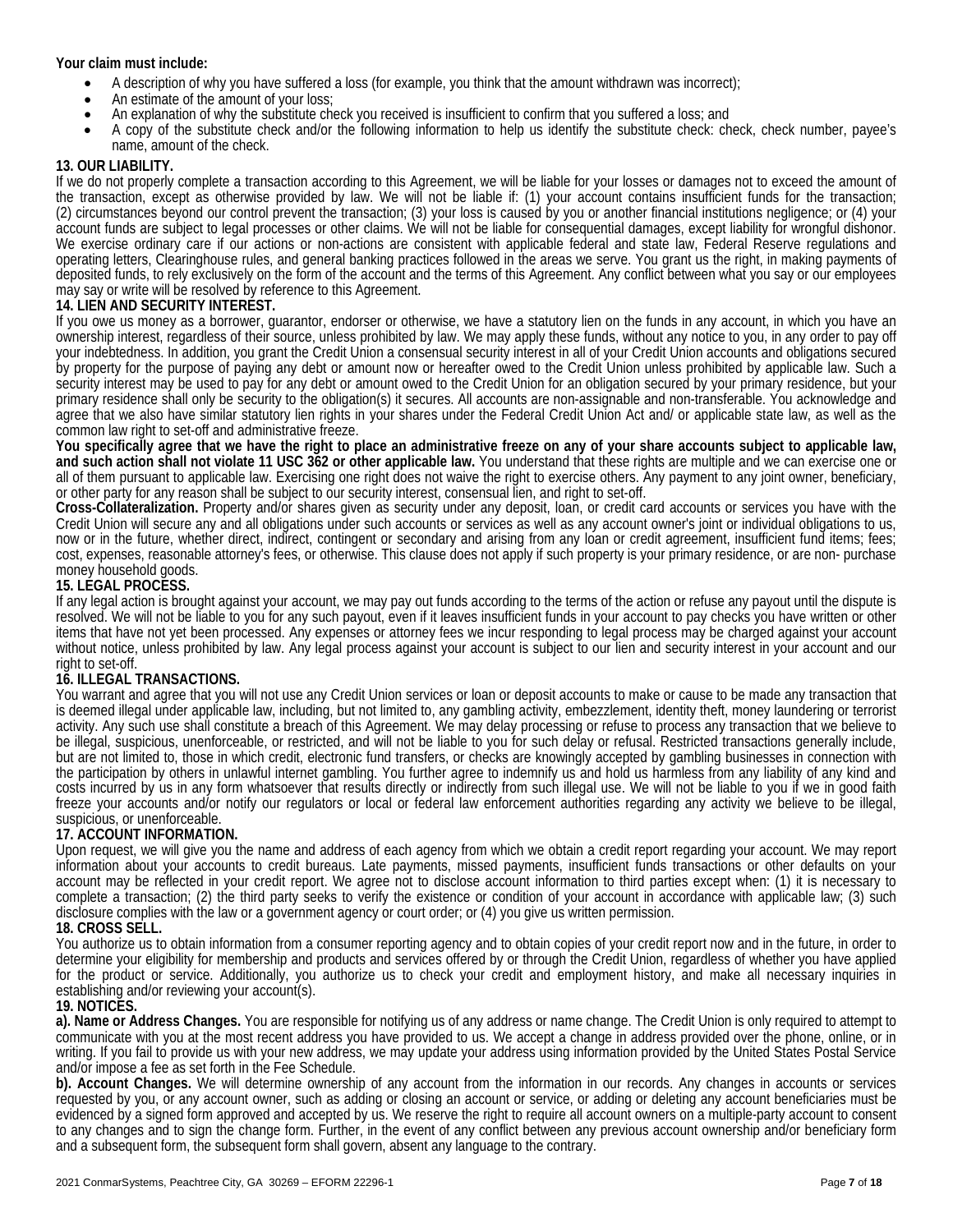**Your claim must include:**

- A description of why you have suffered a loss (for example, you think that the amount withdrawn was incorrect);
- An estimate of the amount of your loss;
- An explanation of why the substitute check you received is insufficient to confirm that you suffered a loss; and
- A copy of the substitute check and/or the following information to help us identify the substitute check: check, check number, payee's name, amount of the check.

**13. OUR LIABILITY.**

If we do not properly complete a transaction according to this Agreement, we will be liable for your losses or damages not to exceed the amount of the transaction, except as otherwise provided by law. We will not be liable if: (1) your account contains insufficient funds for the transaction; (2) circumstances beyond our control prevent the transaction; (3) your loss is caused by you or another financial institutions negligence; or (4) your account funds are subject to legal processes or other claims. We will not be liable for consequential damages, except liability for wrongful dishonor. We exercise ordinary care if our actions or non-actions are consistent with applicable federal and state law, Federal Reserve regulations and operating letters, Clearinghouse rules, and general banking practices followed in the areas we serve. You grant us the right, in making payments of deposited funds, to rely exclusively on the form of the account and the terms of this Agreement. Any conflict between what you say or our employees may say or write will be resolved by reference to this Agreement.

**14. LIEN AND SECURITY INTEREST.**

If you owe us money as a borrower, guarantor, endorser or otherwise, we have a statutory lien on the funds in any account, in which you have an ownership interest, regardless of their source, unless prohibited by law. We may apply these funds, without any notice to you, in any order to pay off your indebtedness. In addition, you grant the Credit Union a consensual security interest in all of your Credit Union accounts and obligations secured by property for the purpose of paying any debt or amount now or hereafter owed to the Credit Union unless prohibited by applicable law. Such a security interest may be used to pay for any debt or amount owed to the Credit Union for an obligation secured by your primary residence, but your primary residence shall only be security to the obligation(s) it secures. All accounts are non-assignable and non-transferable. You acknowledge and agree that we also have similar statutory lien rights in your shares under the Federal Credit Union Act and/ or applicable state law, as well as the common law right to set-off and administrative freeze.

**You specifically agree that we have the right to place an administrative freeze on any of your share accounts subject to applicable law, and such action shall not violate 11 USC 362 or other applicable law.** You understand that these rights are multiple and we can exercise one or all of them pursuant to applicable law. Exercising one right does not waive the right to exercise others. Any payment to any joint owner, beneficiary, or other party for any reason shall be subject to our security interest, consensual lien, and right to set-off.

**Cross-Collateralization.** Property and/or shares given as security under any deposit, loan, or credit card accounts or services you have with the Credit Union will secure any and all obligations under such accounts or services as well as any account owner's joint or individual obligations to us, now or in the future, whether direct, indirect, contingent or secondary and arising from any loan or credit agreement, insufficient fund items; fees; cost, expenses, reasonable attorney's fees, or otherwise. This clause does not apply if such property is your primary residence, or are non- purchase money household goods.

**15. LEGAL PROCESS.**

If any legal action is brought against your account, we may pay out funds according to the terms of the action or refuse any payout until the dispute is resolved. We will not be liable to you for any such payout, even if it leaves insufficient funds in your account to pay checks you have written or other items that have not yet been processed. Any expenses or attorney fees we incur responding to legal process may be charged against your account without notice, unless prohibited by law. Any legal process against your account is subject to our lien and security interest in your account and our right to set-off.

**16. ILLEGAL TRANSACTIONS.**

You warrant and agree that you will not use any Credit Union services or loan or deposit accounts to make or cause to be made any transaction that is deemed illegal under applicable law, including, but not limited to, any gambling activity, embezzlement, identity theft, money laundering or terrorist activity. Any such use shall constitute a breach of this Agreement. We may delay processing or refuse to process any transaction that we believe to be illegal, suspicious, unenforceable, or restricted, and will not be liable to you for such delay or refusal. Restricted transactions generally include, but are not limited to, those in which credit, electronic fund transfers, or checks are knowingly accepted by gambling businesses in connection with the participation by others in unlawful internet gambling. You further agree to indemnify us and hold us harmless from any liability of any kind and costs incurred by us in any form whatsoever that results directly or indirectly from such illegal use. We will not be liable to you if we in good faith freeze your accounts and/or notify our regulators or local or federal law enforcement authorities regarding any activity we believe to be illegal, suspicious, or unenforceable.

**17. ACCOUNT INFORMATION.**

Upon request, we will give you the name and address of each agency from which we obtain a credit report regarding your account. We may report information about your accounts to credit bureaus. Late payments, missed payments, insufficient funds transactions or other defaults on your account may be reflected in your credit report. We agree not to disclose account information to third parties except when: (1) it is necessary to complete a transaction; (2) the third party seeks to verify the existence or condition of your account in accordance with applicable law; (3) such disclosure complies with the law or a government agency or court order; or (4) you give us written permission.

**18. CROSS SELL.**

You authorize us to obtain information from a consumer reporting agency and to obtain copies of your credit report now and in the future, in order to determine your eligibility for membership and products and services offered by or through the Credit Union, regardless of whether you have applied for the product or service. Additionally, you authorize us to check your credit and employment history, and make all necessary inquiries in establishing and/or reviewing your account(s).

**19. NOTICES.**

**a). Name or Address Changes.** You are responsible for notifying us of any address or name change. The Credit Union is only required to attempt to communicate with you at the most recent address you have provided to us. We accept a change in address provided over the phone, online, or in writing. If you fail to provide us with your new address, we may update your address using information provided by the United States Postal Service and/or impose a fee as set forth in the Fee Schedule.

**b). Account Changes.** We will determine ownership of any account from the information in our records. Any changes in accounts or services requested by you, or any account owner, such as adding or closing an account or service, or adding or deleting any account beneficiaries must be evidenced by a signed form approved and accepted by us. We reserve the right to require all account owners on a multiple-party account to consent to any changes and to sign the change form. Further, in the event of any conflict between any previous account ownership and/or beneficiary form and a subsequent form, the subsequent form shall govern, absent any language to the contrary.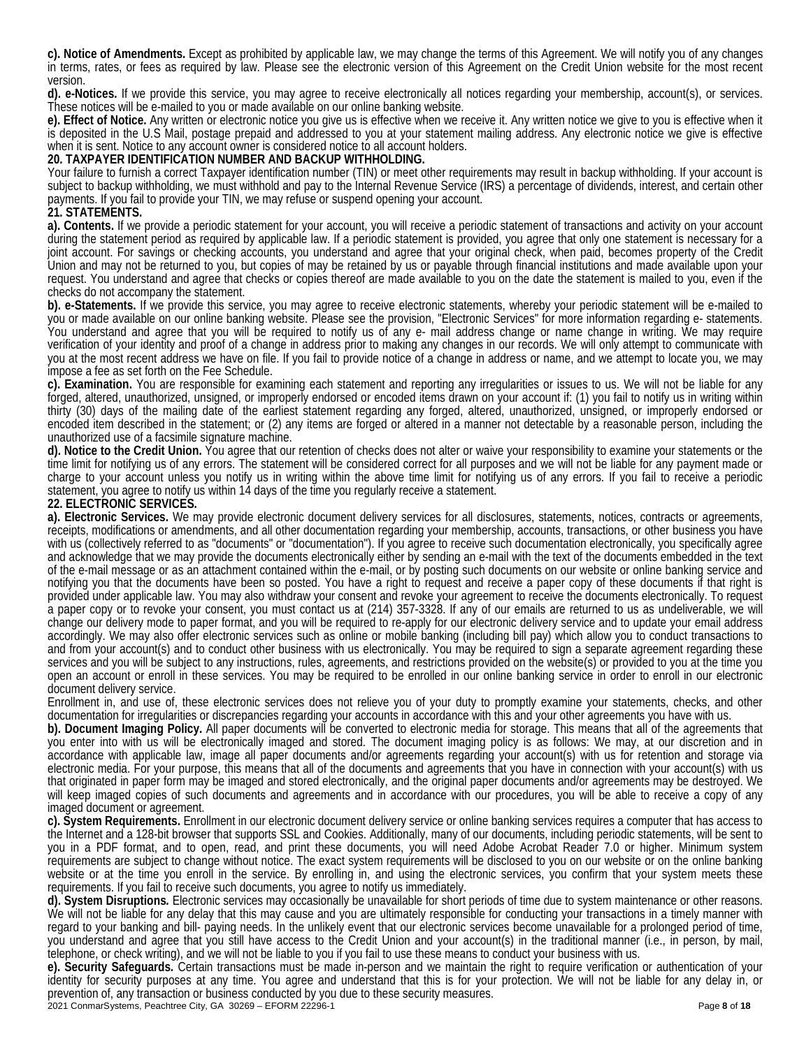**c). Notice of Amendments.** Except as prohibited by applicable law, we may change the terms of this Agreement. We will notify you of any changes in terms, rates, or fees as required by law. Please see the electronic version of this Agreement on the Credit Union website for the most recent version.

**d). e-Notices.** If we provide this service, you may agree to receive electronically all notices regarding your membership, account(s), or services. These notices will be e-mailed to you or made available on our online banking website.

**e). Effect of Notice.** Any written or electronic notice you give us is effective when we receive it. Any written notice we give to you is effective when it is deposited in the U.S Mail, postage prepaid and addressed to you at your statement mailing address. Any electronic notice we give is effective when it is sent. Notice to any account owner is considered notice to all account holders.

## 20. TAXPAYER IDENTIFICATION NUMBER AND BACKUP WITHHOLDING.

Your failure to furnish a correct Taxpayer identification number (TIN) or meet other requirements may result in backup withholding. If your account is subject to backup withholding, we must withhold and pay to the Internal Revenue Service (IRS) a percentage of dividends, interest, and certain other payments. If you fail to provide your TIN, we may refuse or suspend opening your account.

## 21. STATEMENTS.

**a). Contents.** If we provide a periodic statement for your account, you will receive a periodic statement of transactions and activity on your account during the statement period as required by applicable law. If a periodic statement is provided, you agree that only one statement is necessary for a joint account. For savings or checking accounts, you understand and agree that your original check, when paid, becomes property of the Credit Union and may not be returned to you, but copies of may be retained by us or payable through financial institutions and made available upon your request. You understand and agree that checks or copies thereof are made available to you on the date the statement is mailed to you, even if the checks do not accompany the statement.

**b). e-Statements.** If we provide this service, you may agree to receive electronic statements, whereby your periodic statement will be e-mailed to you or made available on our online banking website. Please see the provision, "Electronic Services" for more information regarding e- statements. You understand and agree that you will be required to notify us of any e- mail address change or name change in writing. We may require verification of your identity and proof of a change in address prior to making any changes in our records. We will only attempt to communicate with you at the most recent address we have on file. If you fail to provide notice of a change in address or name, and we attempt to locate you, we may impose a fee as set forth on the Fee Schedule.

**c). Examination.** You are responsible for examining each statement and reporting any irregularities or issues to us. We will not be liable for any forged, altered, unauthorized, unsigned, or improperly endorsed or encoded items drawn on your account if: (1) you fail to notify us in writing within thirty (30) days of the mailing date of the earliest statement regarding any forged, altered, unauthorized, unsigned, or improperly endorsed or encoded item described in the statement; or (2) any items are forged or altered in a manner not detectable by a reasonable person, including the unauthorized use of a facsimile signature machine.

**d). Notice to the Credit Union.** You agree that our retention of checks does not alter or waive your responsibility to examine your statements or the time limit for notifying us of any errors. The statement will be considered correct for all purposes and we will not be liable for any payment made or charge to your account unless you notify us in writing within the above time limit for notifying us of any errors. If you fail to receive a periodic statement, you agree to notify us within 14 days of the time you regularly receive a statement.

## 22. ELECTRONIC SERVICES.

**a). Electronic Services.** We may provide electronic document delivery services for all disclosures, statements, notices, contracts or agreements, receipts, modifications or amendments, and all other documentation regarding your membership, accounts, transactions, or other business you have with us (collectively referred to as "documents" or "documentation"). If you agree to receive such documentation electronically, you specifically agree and acknowledge that we may provide the documents electronically either by sending an e-mail with the text of the documents embedded in the text of the e-mail message or as an attachment contained within the e-mail, or by posting such documents on our website or online banking service and notifying you that the documents have been so posted. You have a right to request and receive a paper copy of these documents if that right is provided under applicable law. You may also withdraw your consent and revoke your agreement to receive the documents electronically. To request a paper copy or to revoke your consent, you must contact us at (214) 357-3328. If any of our emails are returned to us as undeliverable, we will change our delivery mode to paper format, and you will be required to re-apply for our electronic delivery service and to update your email address accordingly. We may also offer electronic services such as online or mobile banking (including bill pay) which allow you to conduct transactions to and from your account(s) and to conduct other business with us electronically. You may be required to sign a separate agreement regarding these services and you will be subject to any instructions, rules, agreements, and restrictions provided on the website(s) or provided to you at the time you open an account or enroll in these services. You may be required to be enrolled in our online banking service in order to enroll in our electronic document delivery service.

Enrollment in, and use of, these electronic services does not relieve you of your duty to promptly examine your statements, checks, and other documentation for irregularities or discrepancies regarding your accounts in accordance with this and your other agreements you have with us.

**b). Document Imaging Policy.** All paper documents will be converted to electronic media for storage. This means that all of the agreements that you enter into with us will be electronically imaged and stored. The document imaging policy is as follows: We may, at our discretion and in accordance with applicable law, image all paper documents and/or agreements regarding your account(s) with us for retention and storage via electronic media. For your purpose, this means that all of the documents and agreements that you have in connection with your account(s) with us that originated in paper form may be imaged and stored electronically, and the original paper documents and/or agreements may be destroyed. We will keep imaged copies of such documents and agreements and in accordance with our procedures, you will be able to receive a copy of any imaged document or agreement.

**c). System Requirements.** Enrollment in our electronic document delivery service or online banking services requires a computer that has access to the Internet and a 128-bit browser that supports SSL and Cookies. Additionally, many of our documents, including periodic statements, will be sent to you in a PDF format, and to open, read, and print these documents, you will need Adobe Acrobat Reader 7.0 or higher. Minimum system requirements are subject to change without notice. The exact system requirements will be disclosed to you on our website or on the online banking website or at the time you enroll in the service. By enrolling in, and using the electronic services, you confirm that your system meets these requirements. If you fail to receive such documents, you agree to notify us immediately.

**d). System Disruptions.** Electronic services may occasionally be unavailable for short periods of time due to system maintenance or other reasons. We will not be liable for any delay that this may cause and you are ultimately responsible for conducting your transactions in a timely manner with regard to your banking and bill- paying needs. In the unlikely event that our electronic services become unavailable for a prolonged period of time, you understand and agree that you still have access to the Credit Union and your account(s) in the traditional manner (i.e., in person, by mail, telephone, or check writing), and we will not be liable to you if you fail to use these means to conduct your business with us.

**e). Security Safeguards.** Certain transactions must be made in-person and we maintain the right to require verification or authentication of your identity for security purposes at any time. You agree and understand that this is for your protection. We will not be liable for any delay in, or prevention of, any transaction or business conducted by you due to these security measures.

2021 ConmarSystems, Peachtree City, GA 30269 – EFORM 22296-1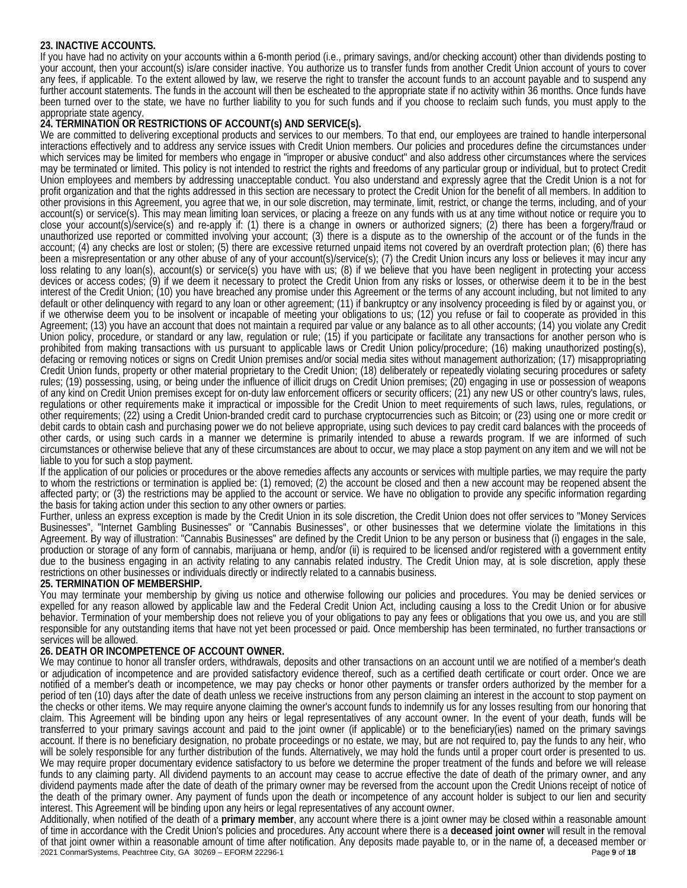**23. INACTIVE ACCOUNTS.**

If you have had no activity on your accounts within a 6-month period (i.e., primary savings, and/or checking account) other than dividends posting to your account, then your account(s) is/are consider inactive. You authorize us to transfer funds from another Credit Union account of yours to cover any fees, if applicable. To the extent allowed by law, we reserve the right to transfer the account funds to an account payable and to suspend any further account statements. The funds in the account will then be escheated to the appropriate state if no activity within 36 months. Once funds have been turned over to the state, we have no further liability to you for such funds and if you choose to reclaim such funds, you must apply to the appropriate state agency.

**24. TERMINATION OR RESTRICTIONS OF ACCOUNT(s) AND SERVICE(s).**

We are committed to delivering exceptional products and services to our members. To that end, our employees are trained to handle interpersonal interactions effectively and to address any service issues with Credit Union members. Our policies and procedures define the circumstances under which services may be limited for members who engage in "improper or abusive conduct" and also address other circumstances where the services may be terminated or limited. This policy is not intended to restrict the rights and freedoms of any particular group or individual, but to protect Credit Union employees and members by addressing unacceptable conduct. You also understand and expressly agree that the Credit Union is a not for profit organization and that the rights addressed in this section are necessary to protect the Credit Union for the benefit of all members. In addition to other provisions in this Agreement, you agree that we, in our sole discretion, may terminate, limit, restrict, or change the terms, including, and of your account(s) or service(s). This may mean limiting loan services, or placing a freeze on any funds with us at any time without notice or require you to close your account(s)/service(s) and re-apply if: (1) there is a change in owners or authorized signers; (2) there has been a forgery/fraud or unauthorized use reported or committed involving your account; (3) there is a dispute as to the ownership of the account or of the funds in the account; (4) any checks are lost or stolen; (5) there are excessive returned unpaid items not covered by an overdraft protection plan; (6) there has been a misrepresentation or any other abuse of any of your account(s)/service(s); (7) the Credit Union incurs any loss or believes it may incur any loss relating to any loan(s), account(s) or service(s) you have with us; (8) if we believe that you have been negligent in protecting your access devices or access codes; (9) if we deem it necessary to protect the Credit Union from any risks or losses, or otherwise deem it to be in the best interest of the Credit Union; (10) you have breached any promise under this Agreement or the terms of any account including, but not limited to any default or other delinquency with regard to any loan or other agreement; (11) if bankruptcy or any insolvency proceeding is filed by or against you, or if we otherwise deem you to be insolvent or incapable of meeting your obligations to us; (12) you refuse or fail to cooperate as provided in this Agreement; (13) you have an account that does not maintain a required par value or any balance as to all other accounts; (14) you violate any Credit Union policy, procedure, or standard or any law, regulation or rule; (15) if you participate or facilitate any transactions for another person who is prohibited from making transactions with us pursuant to applicable laws or Credit Union policy/procedure; (16) making unauthorized posting(s), defacing or removing notices or signs on Credit Union premises and/or social media sites without management authorization; (17) misappropriating Credit Union funds, property or other material proprietary to the Credit Union; (18) deliberately or repeatedly violating securing procedures or safety rules; (19) possessing, using, or being under the influence of illicit drugs on Credit Union premises; (20) engaging in use or possession of weapons of any kind on Credit Union premises except for on-duty law enforcement officers or security officers; (21) any new US or other country's laws, rules, regulations or other requirements make it impractical or impossible for the Credit Union to meet requirements of such laws, rules, regulations, or other requirements; (22) using a Credit Union-branded credit card to purchase cryptocurrencies such as Bitcoin; or (23) using one or more credit or debit cards to obtain cash and purchasing power we do not believe appropriate, using such devices to pay credit card balances with the proceeds of other cards, or using such cards in a manner we determine is primarily intended to abuse a rewards program. If we are informed of such circumstances or otherwise believe that any of these circumstances are about to occur, we may place a stop payment on any item and we will not be liable to you for such a stop payment.

If the application of our policies or procedures or the above remedies affects any accounts or services with multiple parties, we may require the party to whom the restrictions or termination is applied be: (1) removed; (2) the account be closed and then a new account may be reopened absent the affected party; or (3) the restrictions may be applied to the account or service. We have no obligation to provide any specific information regarding the basis for taking action under this section to any other owners or parties.

Further, unless an express exception is made by the Credit Union in its sole discretion, the Credit Union does not offer services to "Money Services Businesses", "Internet Gambling Businesses" or "Cannabis Businesses", or other businesses that we determine violate the limitations in this Agreement. By way of illustration: "Cannabis Businesses" are defined by the Credit Union to be any person or business that (i) engages in the sale, production or storage of any form of cannabis, marijuana or hemp, and/or (ii) is required to be licensed and/or registered with a government entity due to the business engaging in an activity relating to any cannabis related industry. The Credit Union may, at is sole discretion, apply these restrictions on other businesses or individuals directly or indirectly related to a cannabis business.

**25. TERMINATION OF MEMBERSHIP.**

You may terminate your membership by giving us notice and otherwise following our policies and procedures. You may be denied services or expelled for any reason allowed by applicable law and the Federal Credit Union Act, including causing a loss to the Credit Union or for abusive behavior. Termination of your membership does not relieve you of your obligations to pay any fees or obligations that you owe us, and you are still responsible for any outstanding items that have not yet been processed or paid. Once membership has been terminated, no further transactions or services will be allowed.

**26. DEATH OR INCOMPETENCE OF ACCOUNT OWNER.**

We may continue to honor all transfer orders, withdrawals, deposits and other transactions on an account until we are notified of a member's death or adjudication of incompetence and are provided satisfactory evidence thereof, such as a certified death certificate or court order. Once we are notified of a member's death or incompetence, we may pay checks or honor other payments or transfer orders authorized by the member for a period of ten (10) days after the date of death unless we receive instructions from any person claiming an interest in the account to stop payment on the checks or other items. We may require anyone claiming the owner's account funds to indemnify us for any losses resulting from our honoring that claim. This Agreement will be binding upon any heirs or legal representatives of any account owner. In the event of your death, funds will be transferred to your primary savings account and paid to the joint owner (if applicable) or to the beneficiary(ies) named on the primary savings account. If there is no beneficiary designation, no probate proceedings or no estate, we may, but are not required to, pay the funds to any heir, who will be solely responsible for any further distribution of the funds. Alternatively, we may hold the funds until a proper court order is presented to us. We may require proper documentary evidence satisfactory to us before we determine the proper treatment of the funds and before we will release funds to any claiming party. All dividend payments to an account may cease to accrue effective the date of death of the primary owner, and any dividend payments made after the date of death of the primary owner may be reversed from the account upon the Credit Unions receipt of notice of the death of the primary owner. Any payment of funds upon the death or incompetence of any account holder is subject to our lien and security interest. This Agreement will be binding upon any heirs or legal representatives of any account owner.

Additionally, when notified of the death of a **primary member**, any account where there is a joint owner may be closed within a reasonable amount of time in accordance with the Credit Union's policies and procedures. Any account where there is a **deceased joint owner** will result in the removal of that joint owner within a reasonable amount of time after notification. Any deposits made payable to, or in the name of, a deceased member or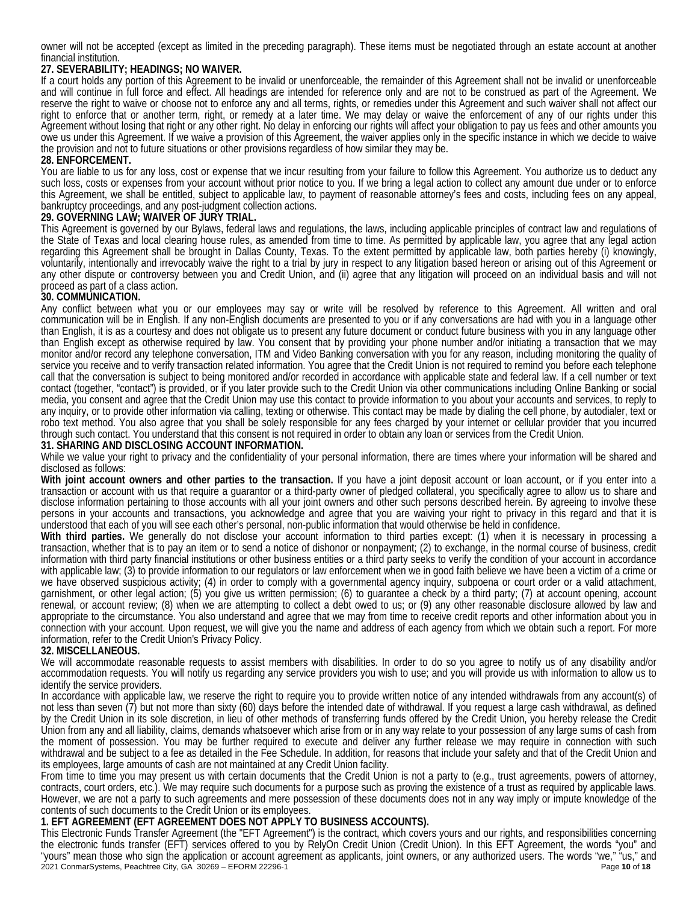owner will not be accepted (except as limited in the preceding paragraph). These items must be negotiated through an estate account at another financial institution.

**27. SEVERABILITY; HEADINGS; NO WAIVER.**

If a court holds any portion of this Agreement to be invalid or unenforceable, the remainder of this Agreement shall not be invalid or unenforceable and will continue in full force and effect. All headings are intended for reference only and are not to be construed as part of the Agreement. We reserve the right to waive or choose not to enforce any and all terms, rights, or remedies under this Agreement and such waiver shall not affect our right to enforce that or another term, right, or remedy at a later time. We may delay or waive the enforcement of any of our rights under this Agreement without losing that right or any other right. No delay in enforcing our rights will affect your obligation to pay us fees and other amounts you owe us under this Agreement. If we waive a provision of this Agreement, the waiver applies only in the specific instance in which we decide to waive the provision and not to future situations or other provisions regardless of how similar they may be.

**28. ENFORCEMENT.**

You are liable to us for any loss, cost or expense that we incur resulting from your failure to follow this Agreement. You authorize us to deduct any such loss, costs or expenses from your account without prior notice to you. If we bring a legal action to collect any amount due under or to enforce this Agreement, we shall be entitled, subject to applicable law, to payment of reasonable attorney's fees and costs, including fees on any appeal, bankruptcy proceedings, and any post-judgment collection actions.

**29. GOVERNING LAW; WAIVER OF JURY TRIAL.**

This Agreement is governed by our Bylaws, federal laws and regulations, the laws, including applicable principles of contract law and regulations of the State of Texas and local clearing house rules, as amended from time to time. As permitted by applicable law, you agree that any legal action regarding this Agreement shall be brought in Dallas County, Texas. To the extent permitted by applicable law, both parties hereby (i) knowingly, voluntarily, intentionally and irrevocably waive the right to a trial by jury in respect to any litigation based hereon or arising out of this Agreement or any other dispute or controversy between you and Credit Union, and (ii) agree that any litigation will proceed on an individual basis and will not proceed as part of a class action.

**30. COMMUNICATION.**

Any conflict between what you or our employees may say or write will be resolved by reference to this Agreement. All written and oral communication will be in English. If any non-English documents are presented to you or if any conversations are had with you in a language other than English, it is as a courtesy and does not obligate us to present any future document or conduct future business with you in any language other than English except as otherwise required by law. You consent that by providing your phone number and/or initiating a transaction that we may monitor and/or record any telephone conversation, ITM and Video Banking conversation with you for any reason, including monitoring the quality of service you receive and to verify transaction related information. You agree that the Credit Union is not required to remind you before each telephone call that the conversation is subject to being monitored and/or recorded in accordance with applicable state and federal law. If a cell number or text contact (together, "contact") is provided, or if you later provide such to the Credit Union via other communications including Online Banking or social media, you consent and agree that the Credit Union may use this contact to provide information to you about your accounts and services, to reply to any inquiry, or to provide other information via calling, texting or otherwise. This contact may be made by dialing the cell phone, by autodialer, text or robo text method. You also agree that you shall be solely responsible for any fees charged by your internet or cellular provider that you incurred through such contact. You understand that this consent is not required in order to obtain any loan or services from the Credit Union.

**31. SHARING AND DISCLOSING ACCOUNT INFORMATION.**

While we value your right to privacy and the confidentiality of your personal information, there are times where your information will be shared and disclosed as follows:

**With joint account owners and other parties to the transaction.** If you have a joint deposit account or loan account, or if you enter into a transaction or account with us that require a guarantor or a third-party owner of pledged collateral, you specifically agree to allow us to share and disclose information pertaining to those accounts with all your joint owners and other such persons described herein. By agreeing to involve these persons in your accounts and transactions, you acknowledge and agree that you are waiving your right to privacy in this regard and that it is understood that each of you will see each other's personal, non-public information that would otherwise be held in confidence.

**With third parties.** We generally do not disclose your account information to third parties except: (1) when it is necessary in processing a transaction, whether that is to pay an item or to send a notice of dishonor or nonpayment; (2) to exchange, in the normal course of business, credit information with third party financial institutions or other business entities or a third party seeks to verify the condition of your account in accordance with applicable law; (3) to provide information to our regulators or law enforcement when we in good faith believe we have been a victim of a crime or we have observed suspicious activity; (4) in order to comply with a governmental agency inquiry, subpoena or court order or a valid attachment, garnishment, or other legal action; (5) you give us written permission; (6) to guarantee a check by a third party; (7) at account opening, account renewal, or account review; (8) when we are attempting to collect a debt owed to us; or (9) any other reasonable disclosure allowed by law and appropriate to the circumstance. You also understand and agree that we may from time to receive credit reports and other information about you in connection with your account. Upon request, we will give you the name and address of each agency from which we obtain such a report. For more information, refer to the Credit Union's Privacy Policy.

**32. MISCELLANEOUS.**

We will accommodate reasonable requests to assist members with disabilities. In order to do so you agree to notify us of any disability and/or accommodation requests. You will notify us regarding any service providers you wish to use; and you will provide us with information to allow us to identify the service providers.

In accordance with applicable law, we reserve the right to require you to provide written notice of any intended withdrawals from any account(s) of not less than seven (7) but not more than sixty (60) days before the intended date of withdrawal. If you request a large cash withdrawal, as defined by the Credit Union in its sole discretion, in lieu of other methods of transferring funds offered by the Credit Union, you hereby release the Credit Union from any and all liability, claims, demands whatsoever which arise from or in any way relate to your possession of any large sums of cash from the moment of possession. You may be further required to execute and deliver any further release we may require in connection with such withdrawal and be subject to a fee as detailed in the Fee Schedule. In addition, for reasons that include your safety and that of the Credit Union and its employees, large amounts of cash are not maintained at any Credit Union facility.

From time to time you may present us with certain documents that the Credit Union is not a party to (e.g., trust agreements, powers of attorney, contracts, court orders, etc.). We may require such documents for a purpose such as proving the existence of a trust as required by applicable laws. However, we are not a party to such agreements and mere possession of these documents does not in any way imply or impute knowledge of the contents of such documents to the Credit Union or its employees.

**1. EFT AGREEMENT (EFT AGREEMENT DOES NOT APPLY TO BUSINESS ACCOUNTS).**

This Electronic Funds Transfer Agreement (the "EFT Agreement") is the contract, which covers yours and our rights, and responsibilities concerning the electronic funds transfer (EFT) services offered to you by RelyOn Credit Union (Credit Union). In this EFT Agreement, the words "you" and "yours" mean those who sign the application or account agreement as applicants, joint owners, or any authorized users. The words "we," "us," and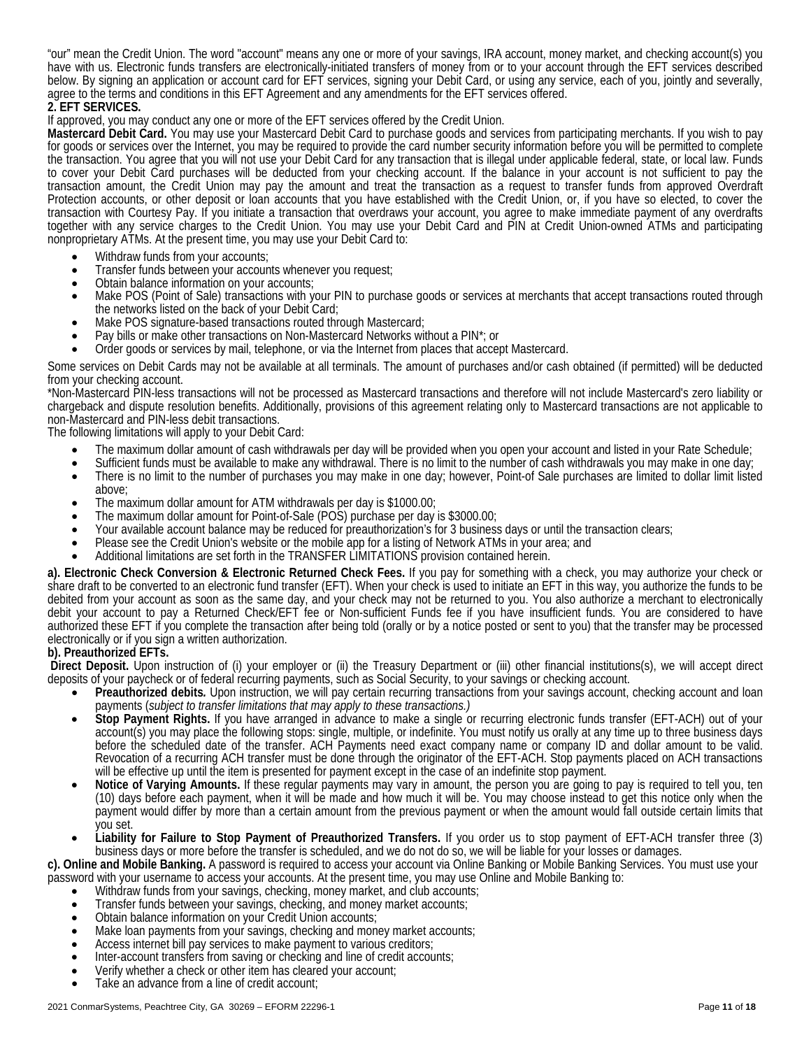"our" mean the Credit Union. The word "account" means any one or more of your savings, IRA account, money market, and checking account(s) you have with us. Electronic funds transfers are electronically-initiated transfers of money from or to your account through the EFT services described below. By signing an application or account card for EFT services, signing your Debit Card, or using any service, each of you, jointly and severally, agree to the terms and conditions in this EFT Agreement and any amendments for the EFT services offered.

**2. EFT SERVICES.**

If approved, you may conduct any one or more of the EFT services offered by the Credit Union.

**Mastercard Debit Card.** You may use your Mastercard Debit Card to purchase goods and services from participating merchants. If you wish to pay for goods or services over the Internet, you may be required to provide the card number security information before you will be permitted to complete the transaction. You agree that you will not use your Debit Card for any transaction that is illegal under applicable federal, state, or local law. Funds to cover your Debit Card purchases will be deducted from your checking account. If the balance in your account is not sufficient to pay the transaction amount, the Credit Union may pay the amount and treat the transaction as a request to transfer funds from approved Overdraft Protection accounts, or other deposit or loan accounts that you have established with the Credit Union, or, if you have so elected, to cover the transaction with Courtesy Pay. If you initiate a transaction that overdraws your account, you agree to make immediate payment of any overdrafts together with any service charges to the Credit Union. You may use your Debit Card and PIN at Credit Union-owned ATMs and participating nonproprietary ATMs. At the present time, you may use your Debit Card to:

- Withdraw funds from your accounts;
- Transfer funds between your accounts whenever you request;
- Obtain balance information on your accounts;
- Make POS (Point of Sale) transactions with your PIN to purchase goods or services at merchants that accept transactions routed through the networks listed on the back of your Debit Card;
- Make POS signature-based transactions routed through Mastercard;
- Pay bills or make other transactions on Non-Mastercard Networks without a PIN*; or
- Order goods or services by mail, telephone, or via the Internet from places that accept Mastercard.

Some services on Debit Cards may not be available at all terminals. The amount of purchases and/or cash obtained (if permitted) will be deducted from your checking account.

*Non-Mastercard PIN-less transactions will not be processed as Mastercard transactions and therefore will not include Mastercard's zero liability or chargeback and dispute resolution benefits. Additionally, provisions of this agreement relating only to Mastercard transactions are not applicable to non-Mastercard and PIN-less debit transactions.

The following limitations will apply to your Debit Card:

- The maximum dollar amount of cash withdrawals per day will be provided when you open your account and listed in your Rate Schedule;
- Sufficient funds must be available to make any withdrawal. There is no limit to the number of cash withdrawals you may make in one day;
- There is no limit to the number of purchases you may make in one day; however, Point-of Sale purchases are limited to dollar limit listed above;
- The maximum dollar amount for ATM withdrawals per day is $1000.00;
- The maximum dollar amount for Point-of-Sale (POS) purchase per day is $3000.00;
- Your available account balance may be reduced for preauthorization's for 3 business days or until the transaction clears;
- Please see the Credit Union's website or the mobile app for a listing of Network ATMs in your area; and
- Additional limitations are set forth in the TRANSFER LIMITATIONS provision contained herein.

**a). Electronic Check Conversion & Electronic Returned Check Fees.** If you pay for something with a check, you may authorize your check or share draft to be converted to an electronic fund transfer (EFT). When your check is used to initiate an EFT in this way, you authorize the funds to be debited from your account as soon as the same day, and your check may not be returned to you. You also authorize a merchant to electronically debit your account to pay a Returned Check/EFT fee or Non-sufficient Funds fee if you have insufficient funds. You are considered to have authorized these EFT if you complete the transaction after being told (orally or by a notice posted or sent to you) that the transfer may be processed electronically or if you sign a written authorization.

**b). Preauthorized EFTs.**

**Direct Deposit.** Upon instruction of (i) your employer or (ii) the Treasury Department or (iii) other financial institutions(s), we will accept direct deposits of your paycheck or of federal recurring payments, such as Social Security, to your savings or checking account.

- **Preauthorized debits.** Upon instruction, we will pay certain recurring transactions from your savings account, checking account and loan payments (*subject to transfer limitations that may apply to these transactions.)*
- **Stop Payment Rights.** If you have arranged in advance to make a single or recurring electronic funds transfer (EFT-ACH) out of your account(s) you may place the following stops: single, multiple, or indefinite. You must notify us orally at any time up to three business days before the scheduled date of the transfer. ACH Payments need exact company name or company ID and dollar amount to be valid. Revocation of a recurring ACH transfer must be done through the originator of the EFT-ACH. Stop payments placed on ACH transactions will be effective up until the item is presented for payment except in the case of an indefinite stop payment.
- **Notice of Varying Amounts.** If these regular payments may vary in amount, the person you are going to pay is required to tell you, ten (10) days before each payment, when it will be made and how much it will be. You may choose instead to get this notice only when the payment would differ by more than a certain amount from the previous payment or when the amount would fall outside certain limits that you set.
- **Liability for Failure to Stop Payment of Preauthorized Transfers.** If you order us to stop payment of EFT-ACH transfer three (3) business days or more before the transfer is scheduled, and we do not do so, we will be liable for your losses or damages.

**c). Online and Mobile Banking.** A password is required to access your account via Online Banking or Mobile Banking Services. You must use your password with your username to access your accounts. At the present time, you may use Online and Mobile Banking to:

- Withdraw funds from your savings, checking, money market, and club accounts;
- Transfer funds between your savings, checking, and money market accounts;
- Obtain balance information on your Credit Union accounts;
- Make loan payments from your savings, checking and money market accounts;
- Access internet bill pay services to make payment to various creditors;
- Inter-account transfers from saving or checking and line of credit accounts;
- Verify whether a check or other item has cleared your account;
- Take an advance from a line of credit account;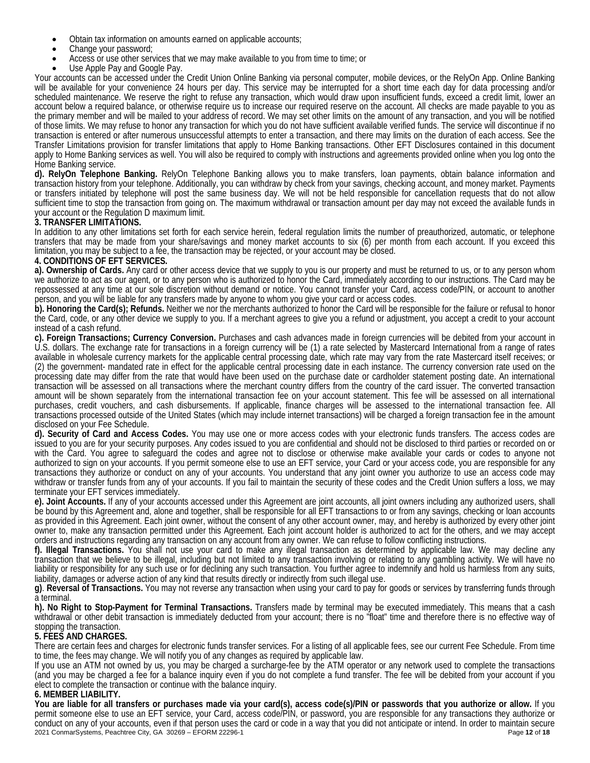- Obtain tax information on amounts earned on applicable accounts;
- Change your password;
- Access or use other services that we may make available to you from time to time; or
- Use Apple Pay and Google Pay.

Your accounts can be accessed under the Credit Union Online Banking via personal computer, mobile devices, or the RelyOn App. Online Banking will be available for your convenience 24 hours per day. This service may be interrupted for a short time each day for data processing and/or scheduled maintenance. We reserve the right to refuse any transaction, which would draw upon insufficient funds, exceed a credit limit, lower an account below a required balance, or otherwise require us to increase our required reserve on the account. All checks are made payable to you as the primary member and will be mailed to your address of record. We may set other limits on the amount of any transaction, and you will be notified of those limits. We may refuse to honor any transaction for which you do not have sufficient available verified funds. The service will discontinue if no transaction is entered or after numerous unsuccessful attempts to enter a transaction, and there may limits on the duration of each access. See the Transfer Limitations provision for transfer limitations that apply to Home Banking transactions. Other EFT Disclosures contained in this document apply to Home Banking services as well. You will also be required to comply with instructions and agreements provided online when you log onto the Home Banking service.

**d). RelyOn Telephone Banking.** RelyOn Telephone Banking allows you to make transfers, loan payments, obtain balance information and transaction history from your telephone. Additionally, you can withdraw by check from your savings, checking account, and money market. Payments or transfers initiated by telephone will post the same business day. We will not be held responsible for cancellation requests that do not allow sufficient time to stop the transaction from going on. The maximum withdrawal or transaction amount per day may not exceed the available funds in your account or the Regulation D maximum limit.

**3. TRANSFER LIMITATIONS.**

In addition to any other limitations set forth for each service herein, federal regulation limits the number of preauthorized, automatic, or telephone transfers that may be made from your share/savings and money market accounts to six (6) per month from each account. If you exceed this limitation, you may be subject to a fee, the transaction may be rejected, or your account may be closed.

**4. CONDITIONS OF EFT SERVICES.**

**a). Ownership of Cards.** Any card or other access device that we supply to you is our property and must be returned to us, or to any person whom we authorize to act as our agent, or to any person who is authorized to honor the Card, immediately according to our instructions. The Card may be repossessed at any time at our sole discretion without demand or notice. You cannot transfer your Card, access code/PIN, or account to another person, and you will be liable for any transfers made by anyone to whom you give your card or access codes.

**b). Honoring the Card(s); Refunds.** Neither we nor the merchants authorized to honor the Card will be responsible for the failure or refusal to honor the Card, code, or any other device we supply to you. If a merchant agrees to give you a refund or adjustment, you accept a credit to your account instead of a cash refund.

**c). Foreign Transactions; Currency Conversion.** Purchases and cash advances made in foreign currencies will be debited from your account in U.S. dollars. The exchange rate for transactions in a foreign currency will be (1) a rate selected by Mastercard International from a range of rates available in wholesale currency markets for the applicable central processing date, which rate may vary from the rate Mastercard itself receives; or (2) the government- mandated rate in effect for the applicable central processing date in each instance. The currency conversion rate used on the processing date may differ from the rate that would have been used on the purchase date or cardholder statement posting date. An international transaction will be assessed on all transactions where the merchant country differs from the country of the card issuer. The converted transaction amount will be shown separately from the international transaction fee on your account statement. This fee will be assessed on all international purchases, credit vouchers, and cash disbursements. If applicable, finance charges will be assessed to the international transaction fee. All transactions processed outside of the United States (which may include internet transactions) will be charged a foreign transaction fee in the amount disclosed on your Fee Schedule.

**d). Security of Card and Access Codes.** You may use one or more access codes with your electronic funds transfers. The access codes are issued to you are for your security purposes. Any codes issued to you are confidential and should not be disclosed to third parties or recorded on or with the Card. You agree to safeguard the codes and agree not to disclose or otherwise make available your cards or codes to anyone not authorized to sign on your accounts. If you permit someone else to use an EFT service, your Card or your access code, you are responsible for any transactions they authorize or conduct on any of your accounts. You understand that any joint owner you authorize to use an access code may withdraw or transfer funds from any of your accounts. If you fail to maintain the security of these codes and the Credit Union suffers a loss, we may terminate your EFT services immediately.

**e). Joint Accounts.** If any of your accounts accessed under this Agreement are joint accounts, all joint owners including any authorized users, shall be bound by this Agreement and, alone and together, shall be responsible for all EFT transactions to or from any savings, checking or loan accounts as provided in this Agreement. Each joint owner, without the consent of any other account owner, may, and hereby is authorized by every other joint owner to, make any transaction permitted under this Agreement. Each joint account holder is authorized to act for the others, and we may accept orders and instructions regarding any transaction on any account from any owner. We can refuse to follow conflicting instructions.

**f). Illegal Transactions.** You shall not use your card to make any illegal transaction as determined by applicable law. We may decline any transaction that we believe to be illegal, including but not limited to any transaction involving or relating to any gambling activity. We will have no liability or responsibility for any such use or for declining any such transaction. You further agree to indemnify and hold us harmless from any suits, liability, damages or adverse action of any kind that results directly or indirectly from such illegal use.

**g)**. **Reversal of Transactions.** You may not reverse any transaction when using your card to pay for goods or services by transferring funds through a terminal.

**h). No Right to Stop-Payment for Terminal Transactions.** Transfers made by terminal may be executed immediately. This means that a cash withdrawal or other debit transaction is immediately deducted from your account; there is no "float" time and therefore there is no effective way of stopping the transaction.

**5. FEES AND CHARGES.**

There are certain fees and charges for electronic funds transfer services. For a listing of all applicable fees, see our current Fee Schedule. From time to time, the fees may change. We will notify you of any changes as required by applicable law.

If you use an ATM not owned by us, you may be charged a surcharge-fee by the ATM operator or any network used to complete the transactions (and you may be charged a fee for a balance inquiry even if you do not complete a fund transfer. The fee will be debited from your account if you elect to complete the transaction or continue with the balance inquiry.

**6. MEMBER LIABILITY.**

**You are liable for all transfers or purchases made via your card(s), access code(s)/PIN or passwords that you authorize or allow.** If you permit someone else to use an EFT service, your Card, access code/PIN, or password, you are responsible for any transactions they authorize or conduct on any of your accounts, even if that person uses the card or code in a way that you did not anticipate or intend. In order to maintain secure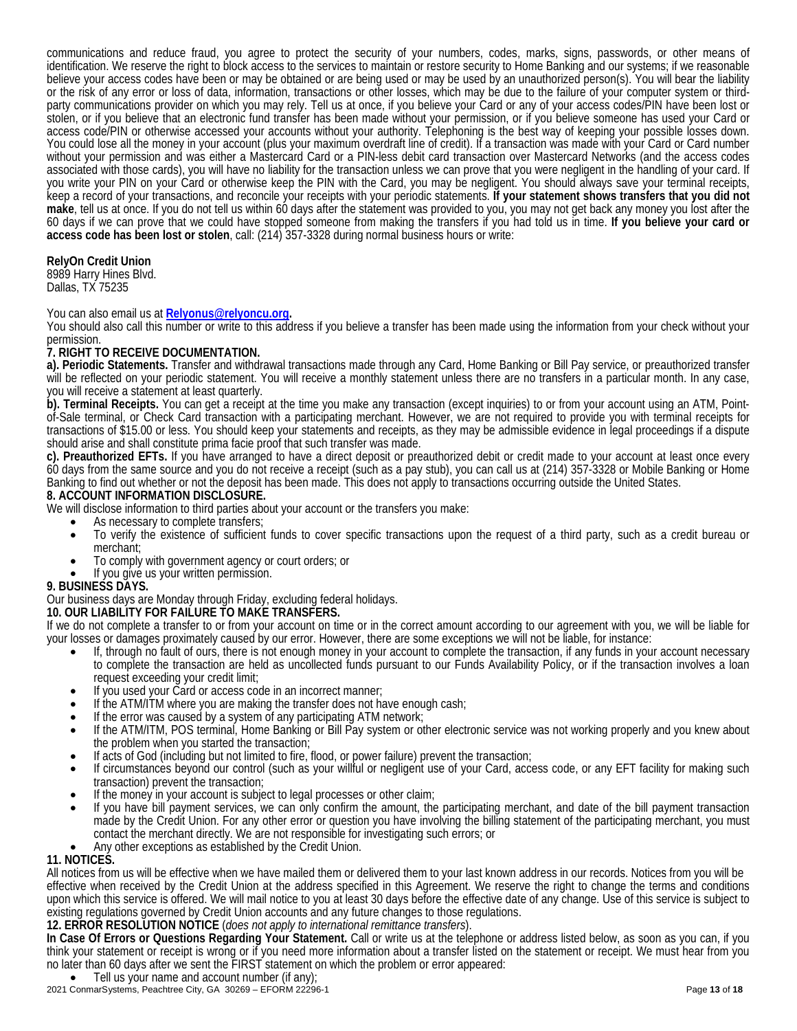communications and reduce fraud, you agree to protect the security of your numbers, codes, marks, signs, passwords, or other means of identification. We reserve the right to block access to the services to maintain or restore security to Home Banking and our systems; if we reasonable believe your access codes have been or may be obtained or are being used or may be used by an unauthorized person(s). You will bear the liability or the risk of any error or loss of data, information, transactions or other losses, which may be due to the failure of your computer system or third-party communications provider on which you may rely. Tell us at once, if you believe your Card or any of your access codes/PIN have been lost or stolen, or if you believe that an electronic fund transfer has been made without your permission, or if you believe someone has used your Card or access code/PIN or otherwise accessed your accounts without your authority. Telephoning is the best way of keeping your possible losses down. You could lose all the money in your account (plus your maximum overdraft line of credit). If a transaction was made with your Card or Card number without your permission and was either a Mastercard Card or a PIN-less debit card transaction over Mastercard Networks (and the access codes associated with those cards), you will have no liability for the transaction unless we can prove that you were negligent in the handling of your card. If you write your PIN on your Card or otherwise keep the PIN with the Card, you may be negligent. You should always save your terminal receipts, keep a record of your transactions, and reconcile your receipts with your periodic statements. **If your statement shows transfers that you did not make**, tell us at once. If you do not tell us within 60 days after the statement was provided to you, you may not get back any money you lost after the 60 days if we can prove that we could have stopped someone from making the transfers if you had told us in time. **If you believe your card or access code has been lost or stolen**, call: (214) 357-3328 during normal business hours or write:

**RelyOn Credit Union**
8989 Harry Hines Blvd.
Dallas, TX 75235

You can also email us at **Relyonus@relyoncu.org.**
You should also call this number or write to this address if you believe a transfer has been made using the information from your check without your permission.

**7. RIGHT TO RECEIVE DOCUMENTATION.**

**a). Periodic Statements.** Transfer and withdrawal transactions made through any Card, Home Banking or Bill Pay service, or preauthorized transfer will be reflected on your periodic statement. You will receive a monthly statement unless there are no transfers in a particular month. In any case, you will receive a statement at least quarterly.

**b). Terminal Receipts.** You can get a receipt at the time you make any transaction (except inquiries) to or from your account using an ATM, Point-of-Sale terminal, or Check Card transaction with a participating merchant. However, we are not required to provide you with terminal receipts for transactions of $15.00 or less. You should keep your statements and receipts, as they may be admissible evidence in legal proceedings if a dispute should arise and shall constitute prima facie proof that such transfer was made.

**c). Preauthorized EFTs.** If you have arranged to have a direct deposit or preauthorized debit or credit made to your account at least once every 60 days from the same source and you do not receive a receipt (such as a pay stub), you can call us at (214) 357-3328 or Mobile Banking or Home Banking to find out whether or not the deposit has been made. This does not apply to transactions occurring outside the United States.

**8. ACCOUNT INFORMATION DISCLOSURE.**

We will disclose information to third parties about your account or the transfers you make:

- As necessary to complete transfers;
- To verify the existence of sufficient funds to cover specific transactions upon the request of a third party, such as a credit bureau or merchant;
- To comply with government agency or court orders; or
- If you give us your written permission.

**9. BUSINESS DAYS.**

Our business days are Monday through Friday, excluding federal holidays.

**10. OUR LIABILITY FOR FAILURE TO MAKE TRANSFERS.**

If we do not complete a transfer to or from your account on time or in the correct amount according to our agreement with you, we will be liable for your losses or damages proximately caused by our error. However, there are some exceptions we will not be liable, for instance:

- If, through no fault of ours, there is not enough money in your account to complete the transaction, if any funds in your account necessary to complete the transaction are held as uncollected funds pursuant to our Funds Availability Policy, or if the transaction involves a loan request exceeding your credit limit;
- If you used your Card or access code in an incorrect manner;
- If the ATM/ITM where you are making the transfer does not have enough cash;
- If the error was caused by a system of any participating ATM network;
- If the ATM/ITM, POS terminal, Home Banking or Bill Pay system or other electronic service was not working properly and you knew about the problem when you started the transaction;
- If acts of God (including but not limited to fire, flood, or power failure) prevent the transaction;
- If circumstances beyond our control (such as your willful or negligent use of your Card, access code, or any EFT facility for making such transaction) prevent the transaction;
- If the money in your account is subject to legal processes or other claim;
- If you have bill payment services, we can only confirm the amount, the participating merchant, and date of the bill payment transaction made by the Credit Union. For any other error or question you have involving the billing statement of the participating merchant, you must contact the merchant directly. We are not responsible for investigating such errors; or
- Any other exceptions as established by the Credit Union.

**11. NOTICES.**

All notices from us will be effective when we have mailed them or delivered them to your last known address in our records. Notices from you will be effective when received by the Credit Union at the address specified in this Agreement. We reserve the right to change the terms and conditions upon which this service is offered. We will mail notice to you at least 30 days before the effective date of any change. Use of this service is subject to existing regulations governed by Credit Union accounts and any future changes to those regulations.

**12. ERROR RESOLUTION NOTICE** (*does not apply to international remittance transfers*).

**In Case Of Errors or Questions Regarding Your Statement.** Call or write us at the telephone or address listed below, as soon as you can, if you think your statement or receipt is wrong or if you need more information about a transfer listed on the statement or receipt. We must hear from you no later than 60 days after we sent the FIRST statement on which the problem or error appeared:

- Tell us your name and account number (if any);

2021 ConmarSystems, Peachtree City, GA 30269 – EFORM 22296-1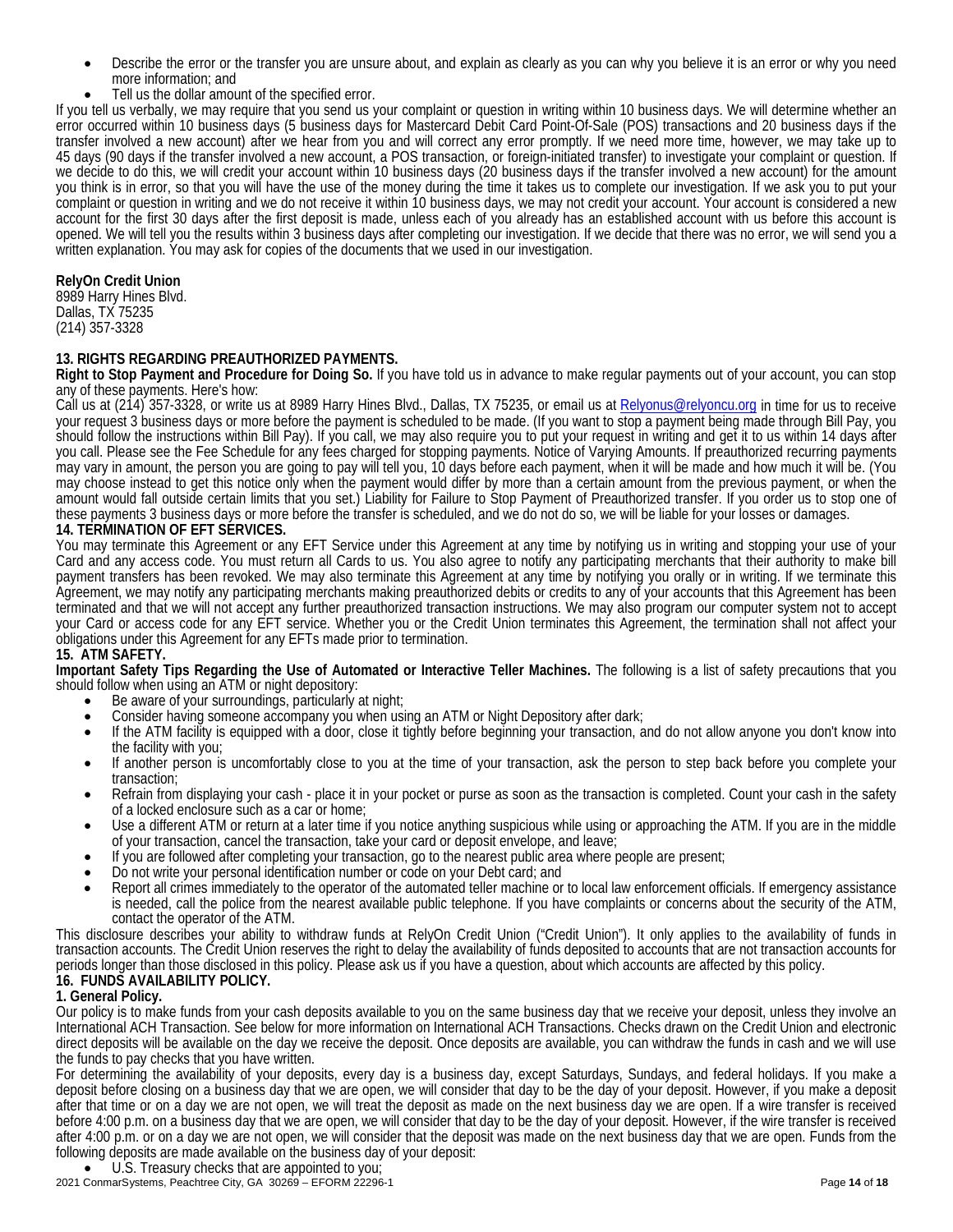- Describe the error or the transfer you are unsure about, and explain as clearly as you can why you believe it is an error or why you need more information; and
- Tell us the dollar amount of the specified error.

If you tell us verbally, we may require that you send us your complaint or question in writing within 10 business days. We will determine whether an error occurred within 10 business days (5 business days for Mastercard Debit Card Point-Of-Sale (POS) transactions and 20 business days if the transfer involved a new account) after we hear from you and will correct any error promptly. If we need more time, however, we may take up to 45 days (90 days if the transfer involved a new account, a POS transaction, or foreign-initiated transfer) to investigate your complaint or question. If we decide to do this, we will credit your account within 10 business days (20 business days if the transfer involved a new account) for the amount you think is in error, so that you will have the use of the money during the time it takes us to complete our investigation. If we ask you to put your complaint or question in writing and we do not receive it within 10 business days, we may not credit your account. Your account is considered a new account for the first 30 days after the first deposit is made, unless each of you already has an established account with us before this account is opened. We will tell you the results within 3 business days after completing our investigation. If we decide that there was no error, we will send you a written explanation. You may ask for copies of the documents that we used in our investigation.

**RelyOn Credit Union**
8989 Harry Hines Blvd.
Dallas, TX 75235
(214) 357-3328

**13. RIGHTS REGARDING PREAUTHORIZED PAYMENTS.**

**Right to Stop Payment and Procedure for Doing So.** If you have told us in advance to make regular payments out of your account, you can stop any of these payments. Here's how:

Call us at (214) 357-3328, or write us at 8989 Harry Hines Blvd., Dallas, TX 75235, or email us at Relyonus@relyoncu.org in time for us to receive your request 3 business days or more before the payment is scheduled to be made. (If you want to stop a payment being made through Bill Pay, you should follow the instructions within Bill Pay). If you call, we may also require you to put your request in writing and get it to us within 14 days after you call. Please see the Fee Schedule for any fees charged for stopping payments. Notice of Varying Amounts. If preauthorized recurring payments may vary in amount, the person you are going to pay will tell you, 10 days before each payment, when it will be made and how much it will be. (You may choose instead to get this notice only when the payment would differ by more than a certain amount from the previous payment, or when the amount would fall outside certain limits that you set.) Liability for Failure to Stop Payment of Preauthorized transfer. If you order us to stop one of these payments 3 business days or more before the transfer is scheduled, and we do not do so, we will be liable for your losses or damages.

**14. TERMINATION OF EFT SERVICES.**

You may terminate this Agreement or any EFT Service under this Agreement at any time by notifying us in writing and stopping your use of your Card and any access code. You must return all Cards to us. You also agree to notify any participating merchants that their authority to make bill payment transfers has been revoked. We may also terminate this Agreement at any time by notifying you orally or in writing. If we terminate this Agreement, we may notify any participating merchants making preauthorized debits or credits to any of your accounts that this Agreement has been terminated and that we will not accept any further preauthorized transaction instructions. We may also program our computer system not to accept your Card or access code for any EFT service. Whether you or the Credit Union terminates this Agreement, the termination shall not affect your obligations under this Agreement for any EFTs made prior to termination.

**15. ATM SAFETY.**

**Important Safety Tips Regarding the Use of Automated or Interactive Teller Machines.** The following is a list of safety precautions that you should follow when using an ATM or night depository:

- Be aware of your surroundings, particularly at night;
- Consider having someone accompany you when using an ATM or Night Depository after dark;
- If the ATM facility is equipped with a door, close it tightly before beginning your transaction, and do not allow anyone you don't know into the facility with you;
- If another person is uncomfortably close to you at the time of your transaction, ask the person to step back before you complete your transaction;
- Refrain from displaying your cash - place it in your pocket or purse as soon as the transaction is completed. Count your cash in the safety of a locked enclosure such as a car or home;
- Use a different ATM or return at a later time if you notice anything suspicious while using or approaching the ATM. If you are in the middle of your transaction, cancel the transaction, take your card or deposit envelope, and leave;
- If you are followed after completing your transaction, go to the nearest public area where people are present;
- Do not write your personal identification number or code on your Debt card; and
- Report all crimes immediately to the operator of the automated teller machine or to local law enforcement officials. If emergency assistance is needed, call the police from the nearest available public telephone. If you have complaints or concerns about the security of the ATM, contact the operator of the ATM.

This disclosure describes your ability to withdraw funds at RelyOn Credit Union ("Credit Union"). It only applies to the availability of funds in transaction accounts. The Credit Union reserves the right to delay the availability of funds deposited to accounts that are not transaction accounts for periods longer than those disclosed in this policy. Please ask us if you have a question, about which accounts are affected by this policy.

**16. FUNDS AVAILABILITY POLICY.**

**1. General Policy.**

Our policy is to make funds from your cash deposits available to you on the same business day that we receive your deposit, unless they involve an International ACH Transaction. See below for more information on International ACH Transactions. Checks drawn on the Credit Union and electronic direct deposits will be available on the day we receive the deposit. Once deposits are available, you can withdraw the funds in cash and we will use the funds to pay checks that you have written.

For determining the availability of your deposits, every day is a business day, except Saturdays, Sundays, and federal holidays. If you make a deposit before closing on a business day that we are open, we will consider that day to be the day of your deposit. However, if you make a deposit after that time or on a day we are not open, we will treat the deposit as made on the next business day we are open. If a wire transfer is received before 4:00 p.m. on a business day that we are open, we will consider that day to be the day of your deposit. However, if the wire transfer is received after 4:00 p.m. or on a day we are not open, we will consider that the deposit was made on the next business day that we are open. Funds from the following deposits are made available on the business day of your deposit:

- U.S. Treasury checks that are appointed to you;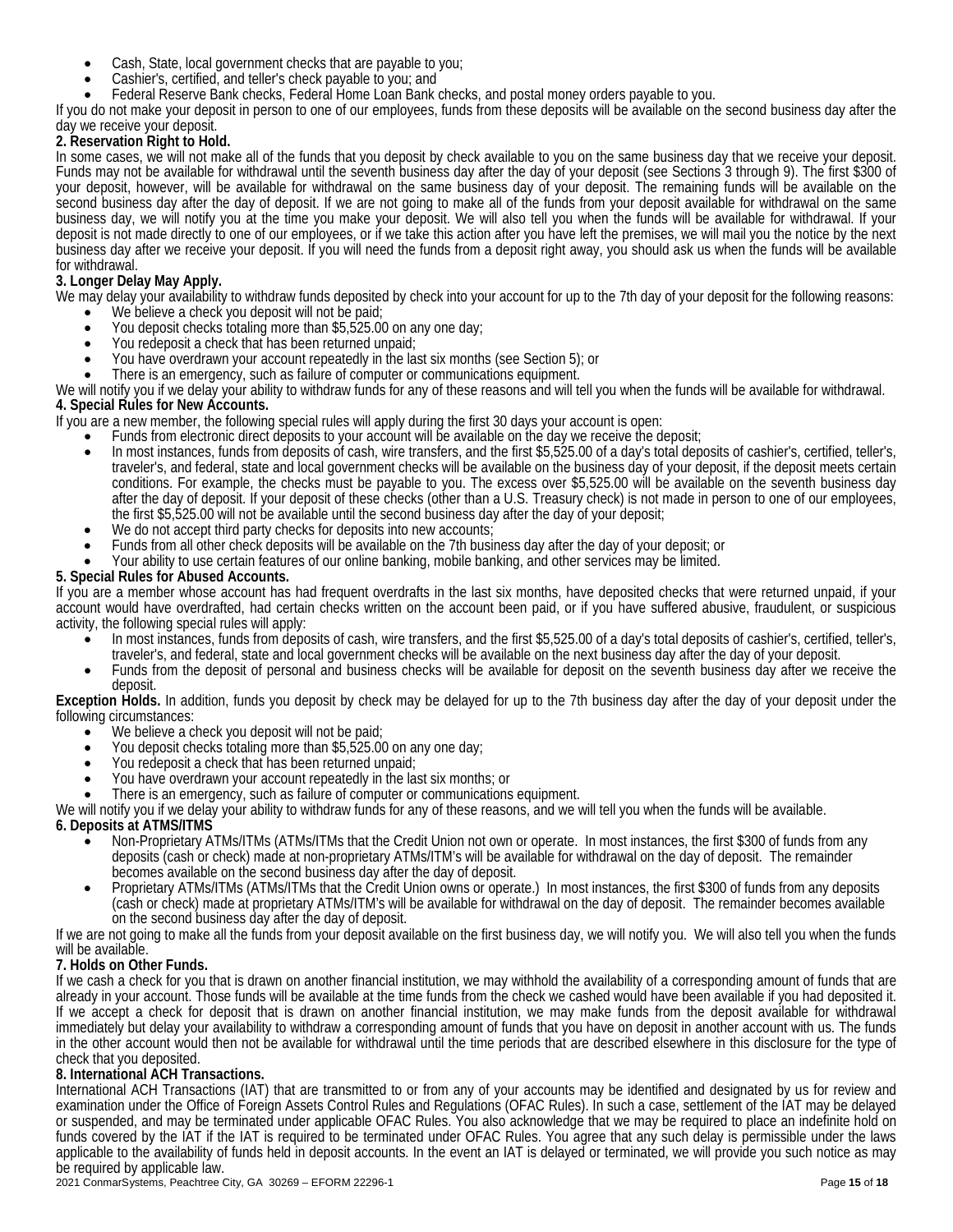- Cash, State, local government checks that are payable to you;
- Cashier's, certified, and teller's check payable to you; and
- Federal Reserve Bank checks, Federal Home Loan Bank checks, and postal money orders payable to you.

If you do not make your deposit in person to one of our employees, funds from these deposits will be available on the second business day after the day we receive your deposit.

**2. Reservation Right to Hold.**

In some cases, we will not make all of the funds that you deposit by check available to you on the same business day that we receive your deposit. Funds may not be available for withdrawal until the seventh business day after the day of your deposit (see Sections 3 through 9). The first $300 of your deposit, however, will be available for withdrawal on the same business day of your deposit. The remaining funds will be available on the second business day after the day of deposit. If we are not going to make all of the funds from your deposit available for withdrawal on the same business day, we will notify you at the time you make your deposit. We will also tell you when the funds will be available for withdrawal. If your deposit is not made directly to one of our employees, or if we take this action after you have left the premises, we will mail you the notice by the next business day after we receive your deposit. If you will need the funds from a deposit right away, you should ask us when the funds will be available for withdrawal.

**3. Longer Delay May Apply.**

We may delay your availability to withdraw funds deposited by check into your account for up to the 7th day of your deposit for the following reasons:

- We believe a check you deposit will not be paid;
- You deposit checks totaling more than $5,525.00 on any one day;
- You redeposit a check that has been returned unpaid;
- You have overdrawn your account repeatedly in the last six months (see Section 5); or
- There is an emergency, such as failure of computer or communications equipment.

We will notify you if we delay your ability to withdraw funds for any of these reasons and will tell you when the funds will be available for withdrawal.

**4. Special Rules for New Accounts.**

If you are a new member, the following special rules will apply during the first 30 days your account is open:

- Funds from electronic direct deposits to your account will be available on the day we receive the deposit;
- In most instances, funds from deposits of cash, wire transfers, and the first $5,525.00 of a day's total deposits of cashier's, certified, teller's, traveler's, and federal, state and local government checks will be available on the business day of your deposit, if the deposit meets certain conditions. For example, the checks must be payable to you. The excess over $5,525.00 will be available on the seventh business day after the day of deposit. If your deposit of these checks (other than a U.S. Treasury check) is not made in person to one of our employees, the first $5,525.00 will not be available until the second business day after the day of your deposit;
- We do not accept third party checks for deposits into new accounts;
- Funds from all other check deposits will be available on the 7th business day after the day of your deposit; or
- Your ability to use certain features of our online banking, mobile banking, and other services may be limited.

**5. Special Rules for Abused Accounts.**

If you are a member whose account has had frequent overdrafts in the last six months, have deposited checks that were returned unpaid, if your account would have overdrafted, had certain checks written on the account been paid, or if you have suffered abusive, fraudulent, or suspicious activity, the following special rules will apply:

- In most instances, funds from deposits of cash, wire transfers, and the first $5,525.00 of a day's total deposits of cashier's, certified, teller's, traveler's, and federal, state and local government checks will be available on the next business day after the day of your deposit.
- Funds from the deposit of personal and business checks will be available for deposit on the seventh business day after we receive the deposit.

**Exception Holds.** In addition, funds you deposit by check may be delayed for up to the 7th business day after the day of your deposit under the following circumstances:

- We believe a check you deposit will not be paid;
- You deposit checks totaling more than $5,525.00 on any one day;
- You redeposit a check that has been returned unpaid;
- You have overdrawn your account repeatedly in the last six months; or
- There is an emergency, such as failure of computer or communications equipment.

We will notify you if we delay your ability to withdraw funds for any of these reasons, and we will tell you when the funds will be available.

**6. Deposits at ATMS/ITMS**

- Non-Proprietary ATMs/ITMs (ATMs/ITMs that the Credit Union not own or operate. In most instances, the first $300 of funds from any deposits (cash or check) made at non-proprietary ATMs/ITM's will be available for withdrawal on the day of deposit. The remainder becomes available on the second business day after the day of deposit.
- Proprietary ATMs/ITMs (ATMs/ITMs that the Credit Union owns or operate.) In most instances, the first $300 of funds from any deposits (cash or check) made at proprietary ATMs/ITM's will be available for withdrawal on the day of deposit. The remainder becomes available on the second business day after the day of deposit.

If we are not going to make all the funds from your deposit available on the first business day, we will notify you. We will also tell you when the funds will be available.

**7. Holds on Other Funds.**

If we cash a check for you that is drawn on another financial institution, we may withhold the availability of a corresponding amount of funds that are already in your account. Those funds will be available at the time funds from the check we cashed would have been available if you had deposited it. If we accept a check for deposit that is drawn on another financial institution, we may make funds from the deposit available for withdrawal immediately but delay your availability to withdraw a corresponding amount of funds that you have on deposit in another account with us. The funds in the other account would then not be available for withdrawal until the time periods that are described elsewhere in this disclosure for the type of check that you deposited.

**8. International ACH Transactions.**

International ACH Transactions (IAT) that are transmitted to or from any of your accounts may be identified and designated by us for review and examination under the Office of Foreign Assets Control Rules and Regulations (OFAC Rules). In such a case, settlement of the IAT may be delayed or suspended, and may be terminated under applicable OFAC Rules. You also acknowledge that we may be required to place an indefinite hold on funds covered by the IAT if the IAT is required to be terminated under OFAC Rules. You agree that any such delay is permissible under the laws applicable to the availability of funds held in deposit accounts. In the event an IAT is delayed or terminated, we will provide you such notice as may be required by applicable law.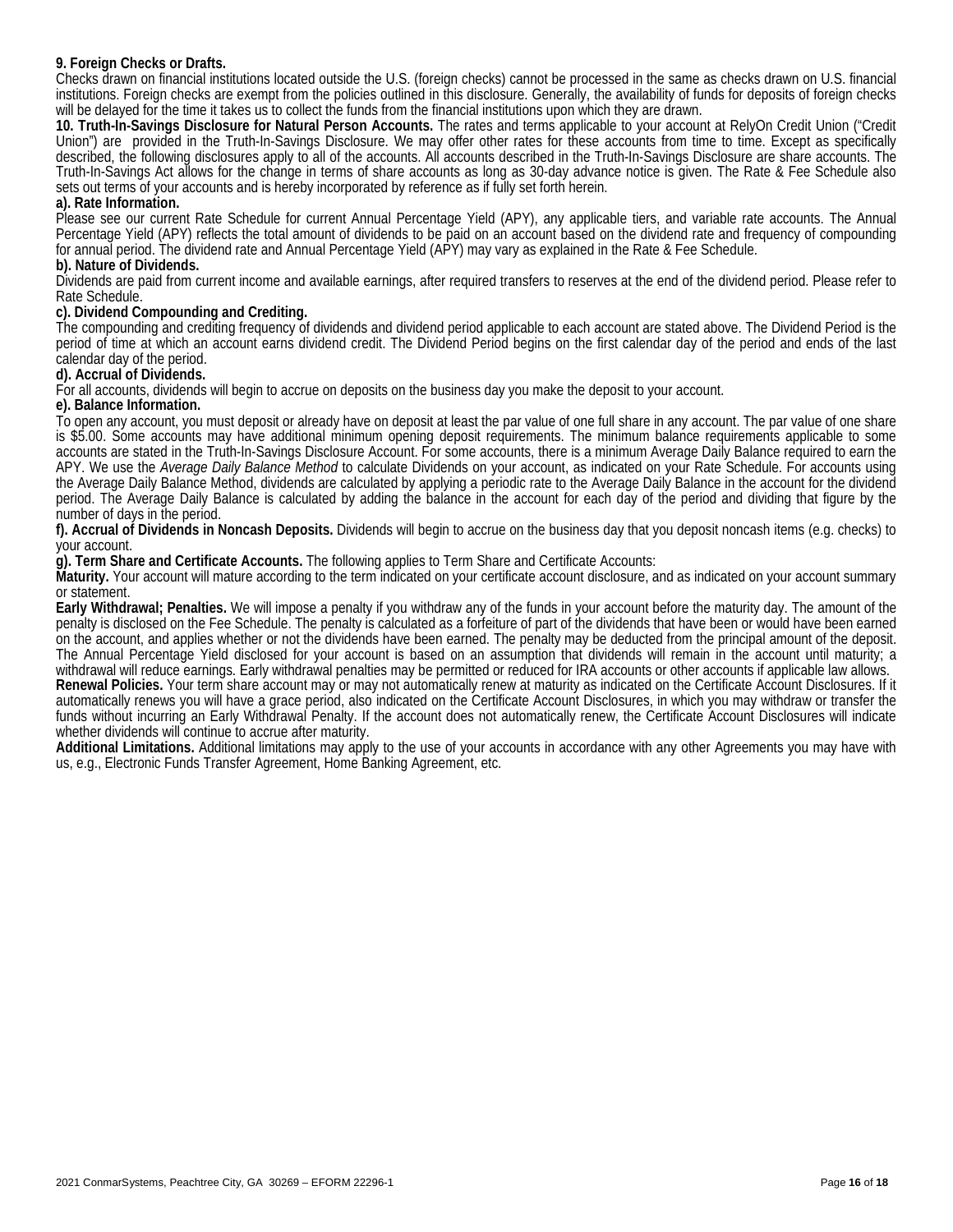**9. Foreign Checks or Drafts.**

Checks drawn on financial institutions located outside the U.S. (foreign checks) cannot be processed in the same as checks drawn on U.S. financial institutions. Foreign checks are exempt from the policies outlined in this disclosure. Generally, the availability of funds for deposits of foreign checks will be delayed for the time it takes us to collect the funds from the financial institutions upon which they are drawn.

**10. Truth-In-Savings Disclosure for Natural Person Accounts.** The rates and terms applicable to your account at RelyOn Credit Union ("Credit Union") are provided in the Truth-In-Savings Disclosure. We may offer other rates for these accounts from time to time. Except as specifically described, the following disclosures apply to all of the accounts. All accounts described in the Truth-In-Savings Disclosure are share accounts. The Truth-In-Savings Act allows for the change in terms of share accounts as long as 30-day advance notice is given. The Rate & Fee Schedule also sets out terms of your accounts and is hereby incorporated by reference as if fully set forth herein.

**a). Rate Information.**

Please see our current Rate Schedule for current Annual Percentage Yield (APY), any applicable tiers, and variable rate accounts. The Annual Percentage Yield (APY) reflects the total amount of dividends to be paid on an account based on the dividend rate and frequency of compounding for annual period. The dividend rate and Annual Percentage Yield (APY) may vary as explained in the Rate & Fee Schedule.

**b). Nature of Dividends.**

Dividends are paid from current income and available earnings, after required transfers to reserves at the end of the dividend period. Please refer to Rate Schedule.

**c). Dividend Compounding and Crediting.**

The compounding and crediting frequency of dividends and dividend period applicable to each account are stated above. The Dividend Period is the period of time at which an account earns dividend credit. The Dividend Period begins on the first calendar day of the period and ends of the last calendar day of the period.

**d). Accrual of Dividends.**

For all accounts, dividends will begin to accrue on deposits on the business day you make the deposit to your account.

**e). Balance Information.**

To open any account, you must deposit or already have on deposit at least the par value of one full share in any account. The par value of one share is $5.00. Some accounts may have additional minimum opening deposit requirements. The minimum balance requirements applicable to some accounts are stated in the Truth-In-Savings Disclosure Account. For some accounts, there is a minimum Average Daily Balance required to earn the APY. We use the *Average Daily Balance Method* to calculate Dividends on your account, as indicated on your Rate Schedule. For accounts using the Average Daily Balance Method, dividends are calculated by applying a periodic rate to the Average Daily Balance in the account for the dividend period. The Average Daily Balance is calculated by adding the balance in the account for each day of the period and dividing that figure by the number of days in the period.

**f). Accrual of Dividends in Noncash Deposits.** Dividends will begin to accrue on the business day that you deposit noncash items (e.g. checks) to your account.

**g). Term Share and Certificate Accounts.** The following applies to Term Share and Certificate Accounts:

**Maturity.** Your account will mature according to the term indicated on your certificate account disclosure, and as indicated on your account summary or statement.

**Early Withdrawal; Penalties.** We will impose a penalty if you withdraw any of the funds in your account before the maturity day. The amount of the penalty is disclosed on the Fee Schedule. The penalty is calculated as a forfeiture of part of the dividends that have been or would have been earned on the account, and applies whether or not the dividends have been earned. The penalty may be deducted from the principal amount of the deposit. The Annual Percentage Yield disclosed for your account is based on an assumption that dividends will remain in the account until maturity; a withdrawal will reduce earnings. Early withdrawal penalties may be permitted or reduced for IRA accounts or other accounts if applicable law allows.

**Renewal Policies.** Your term share account may or may not automatically renew at maturity as indicated on the Certificate Account Disclosures. If it automatically renews you will have a grace period, also indicated on the Certificate Account Disclosures, in which you may withdraw or transfer the funds without incurring an Early Withdrawal Penalty. If the account does not automatically renew, the Certificate Account Disclosures will indicate whether dividends will continue to accrue after maturity.

**Additional Limitations.** Additional limitations may apply to the use of your accounts in accordance with any other Agreements you may have with us, e.g., Electronic Funds Transfer Agreement, Home Banking Agreement, etc.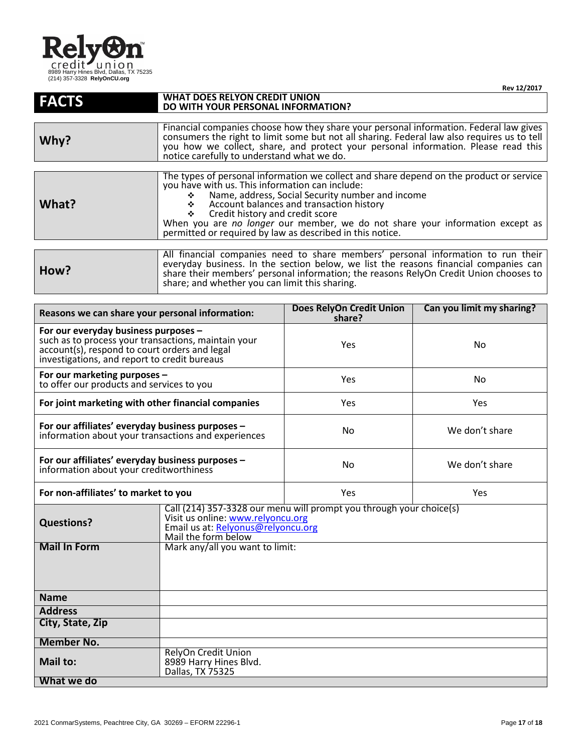**RelyOn credit union**
8989 Harry Hines Blvd, Dallas, TX 75235
(214) 357-3328 **RelyOnCU.org**

Rev 12/2017

| **FACTS** | **WHAT DOES RELYON CREDIT UNION DO WITH YOUR PERSONAL INFORMATION?** |
|---|---|

| | |
|---|---|
| **Why?** | Financial companies choose how they share your personal information. Federal law gives consumers the right to limit some but not all sharing. Federal law also requires us to tell you how we collect, share, and protect your personal information. Please read this notice carefully to understand what we do. |
| **What?** | The types of personal information we collect and share depend on the product or service you have with us. This information can include:<br>❖ Name, address, Social Security number and income<br>❖ Account balances and transaction history<br>❖ Credit history and credit score<br>When you are *no longer* our member, we do not share your information except as permitted or required by law as described in this notice. |
| **How?** | All financial companies need to share members' personal information to run their everyday business. In the section below, we list the reasons financial companies can share their members' personal information; the reasons RelyOn Credit Union chooses to share; and whether you can limit this sharing. |

| **Reasons we can share your personal information:** | **Does RelyOn Credit Union share?** | **Can you limit my sharing?** |
|---|---|---|
| **For our everyday business purposes –** such as to process your transactions, maintain your account(s), respond to court orders and legal investigations, and report to credit bureaus | Yes | No |
| **For our marketing purposes –** to offer our products and services to you | Yes | No |
| **For joint marketing with other financial companies** | Yes | Yes |
| **For our affiliates' everyday business purposes –** information about your transactions and experiences | No | We don't share |
| **For our affiliates' everyday business purposes –** information about your creditworthiness | No | We don't share |
| **For non-affiliates' to market to you** | Yes | Yes |

| | |
|---|---|
| **Questions?** | Call (214) 357-3328 our menu will prompt you through your choice(s)<br>Visit us online: www.relyoncu.org<br>Email us at: Relyonus@relyoncu.org<br>Mail the form below |
| **Mail In Form** | Mark any/all you want to limit: |
| **Name** | |
| **Address** | |
| **City, State, Zip** | |
| **Member No.** | |
| **Mail to:** | RelyOn Credit Union<br>8989 Harry Hines Blvd.<br>Dallas, TX 75325 |

**What we do**

2021 ConmarSystems, Peachtree City, GA 30269 – EFORM 22296-1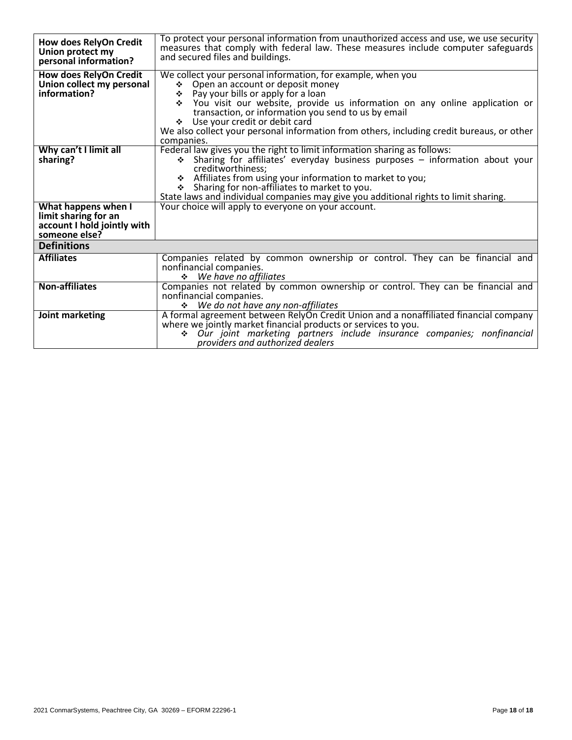| | |
|---|---|
| **How does RelyOn Credit Union protect my personal information?** | To protect your personal information from unauthorized access and use, we use security measures that comply with federal law. These measures include computer safeguards and secured files and buildings. |
| **How does RelyOn Credit Union collect my personal information?** | We collect your personal information, for example, when you<br>❖ Open an account or deposit money<br>❖ Pay your bills or apply for a loan<br>❖ You visit our website, provide us information on any online application or transaction, or information you send to us by email<br>❖ Use your credit or debit card<br>We also collect your personal information from others, including credit bureaus, or other companies. |
| **Why can't I limit all sharing?** | Federal law gives you the right to limit information sharing as follows:<br>❖ Sharing for affiliates' everyday business purposes – information about your creditworthiness;<br>❖ Affiliates from using your information to market to you;<br>❖ Sharing for non-affiliates to market to you.<br>State laws and individual companies may give you additional rights to limit sharing. |
| **What happens when I limit sharing for an account I hold jointly with someone else?** | Your choice will apply to everyone on your account. |
| **Definitions** | |
| **Affiliates** | Companies related by common ownership or control. They can be financial and nonfinancial companies.<br>❖ *We have no affiliates* |
| **Non-affiliates** | Companies not related by common ownership or control. They can be financial and nonfinancial companies.<br>❖ *We do not have any non-affiliates* |
| **Joint marketing** | A formal agreement between RelyOn Credit Union and a nonaffiliated financial company where we jointly market financial products or services to you.<br>❖ *Our joint marketing partners include insurance companies; nonfinancial providers and authorized dealers* |

2021 ConmarSystems, Peachtree City, GA 30269 – EFORM 22296-1